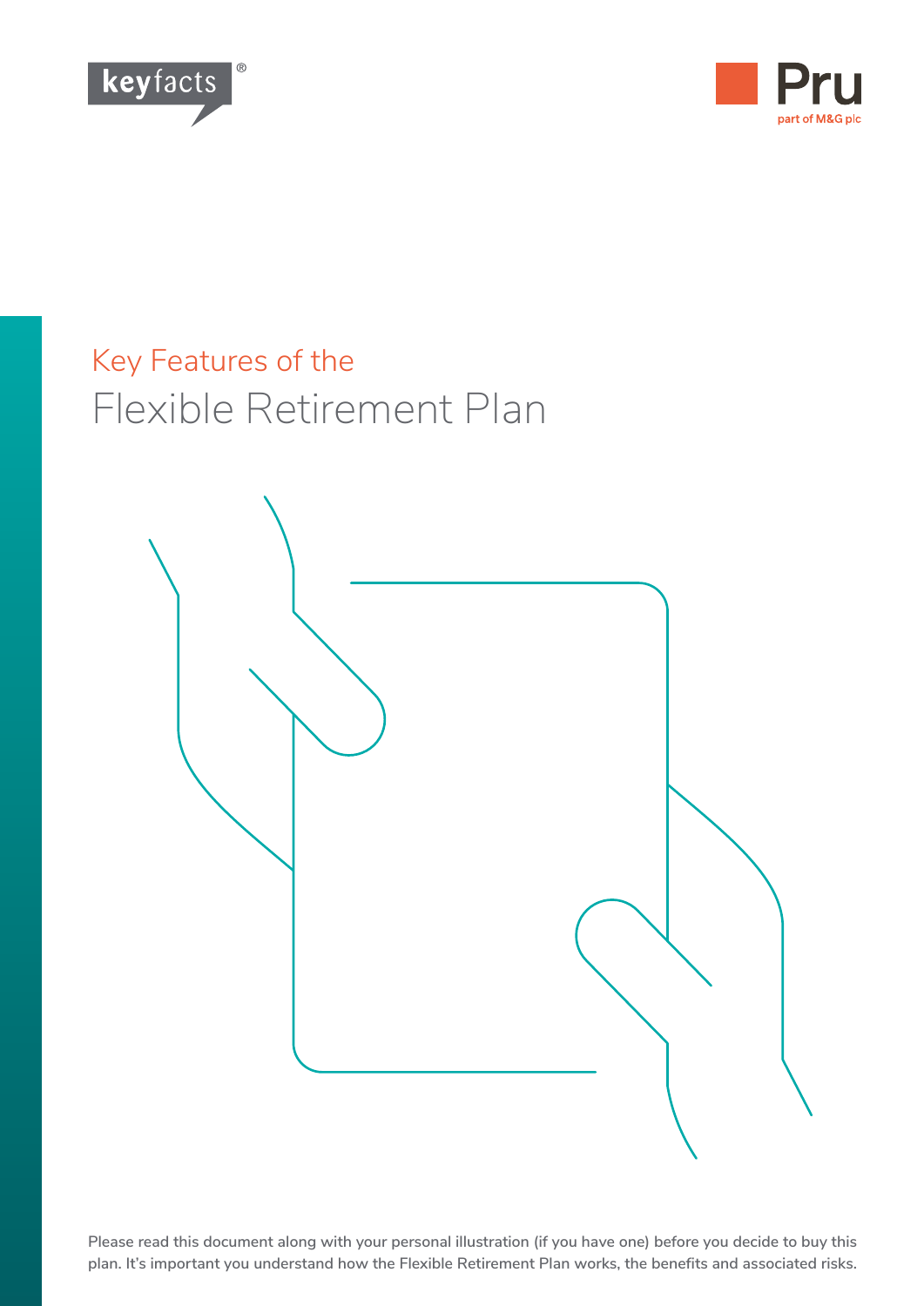keyfacts®

Pru
part of M&G plc

# Key Features of the
# Flexible Retirement Plan

**Please read this document along with your personal illustration (if you have one) before you decide to buy this plan. It's important you understand how the Flexible Retirement Plan works, the benefits and associated risks.**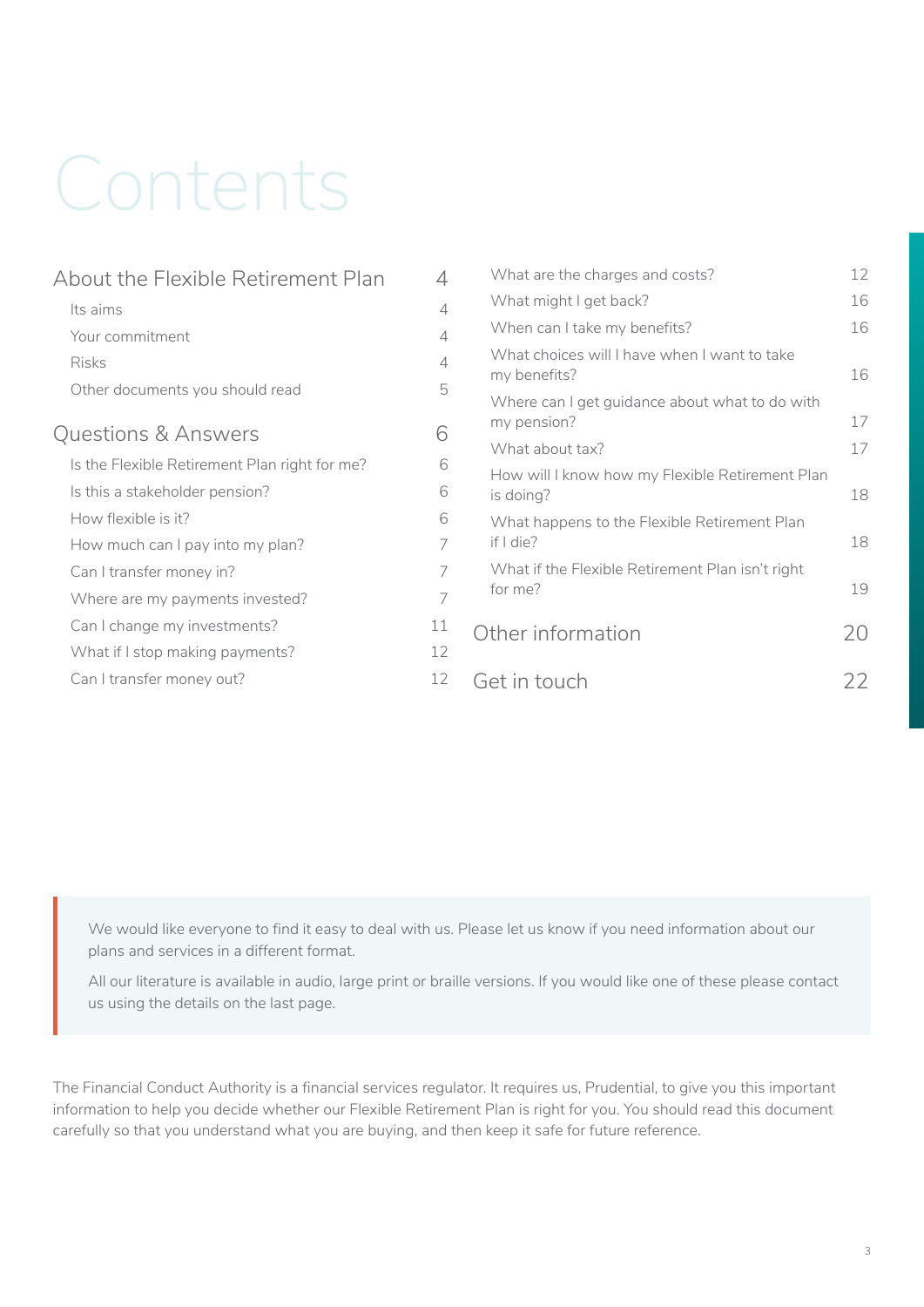# Contents

| | |
|---|---|
| **About the Flexible Retirement Plan** | **4** |
| Its aims | 4 |
| Your commitment | 4 |
| Risks | 4 |
| Other documents you should read | 5 |
| **Questions & Answers** | **6** |
| Is the Flexible Retirement Plan right for me? | 6 |
| Is this a stakeholder pension? | 6 |
| How flexible is it? | 6 |
| How much can I pay into my plan? | 7 |
| Can I transfer money in? | 7 |
| Where are my payments invested? | 7 |
| Can I change my investments? | 11 |
| What if I stop making payments? | 12 |
| Can I transfer money out? | 12 |
| What are the charges and costs? | 12 |
| What might I get back? | 16 |
| When can I take my benefits? | 16 |
| What choices will I have when I want to take my benefits? | 16 |
| Where can I get guidance about what to do with my pension? | 17 |
| What about tax? | 17 |
| How will I know how my Flexible Retirement Plan is doing? | 18 |
| What happens to the Flexible Retirement Plan if I die? | 18 |
| What if the Flexible Retirement Plan isn't right for me? | 19 |
| **Other information** | **20** |
| **Get in touch** | **22** |

> We would like everyone to find it easy to deal with us. Please let us know if you need information about our plans and services in a different format.
>
> All our literature is available in audio, large print or braille versions. If you would like one of these please contact us using the details on the last page.

The Financial Conduct Authority is a financial services regulator. It requires us, Prudential, to give you this important information to help you decide whether our Flexible Retirement Plan is right for you. You should read this document carefully so that you understand what you are buying, and then keep it safe for future reference.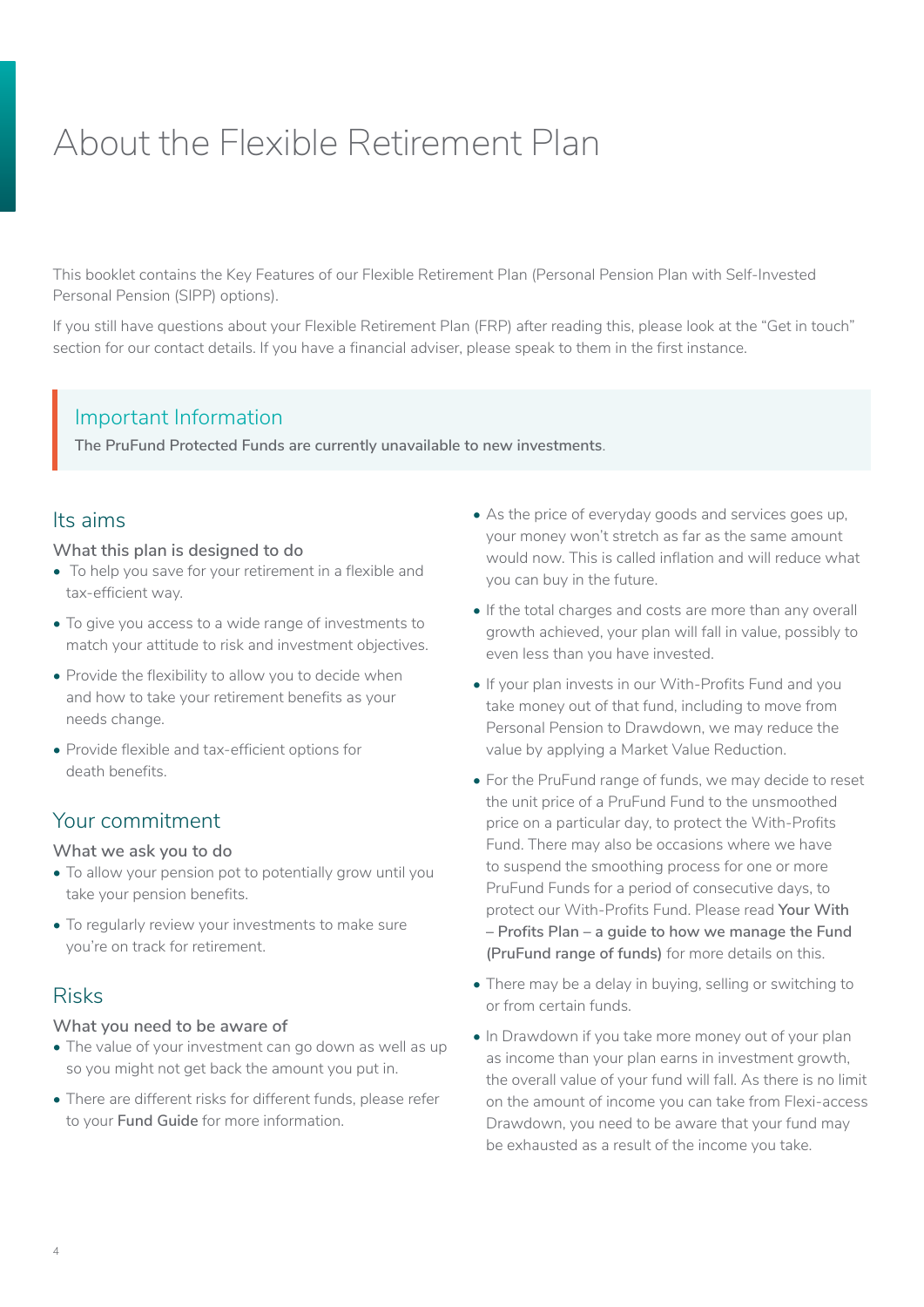# About the Flexible Retirement Plan

This booklet contains the Key Features of our Flexible Retirement Plan (Personal Pension Plan with Self-Invested Personal Pension (SIPP) options).

If you still have questions about your Flexible Retirement Plan (FRP) after reading this, please look at the "Get in touch" section for our contact details. If you have a financial adviser, please speak to them in the first instance.

> ### Important Information
> **The PruFund Protected Funds are currently unavailable to new investments**.

## Its aims

### What this plan is designed to do

- To help you save for your retirement in a flexible and tax-efficient way.
- To give you access to a wide range of investments to match your attitude to risk and investment objectives.
- Provide the flexibility to allow you to decide when and how to take your retirement benefits as your needs change.
- Provide flexible and tax-efficient options for death benefits.

## Your commitment

### What we ask you to do

- To allow your pension pot to potentially grow until you take your pension benefits.
- To regularly review your investments to make sure you're on track for retirement.

## Risks

### What you need to be aware of

- The value of your investment can go down as well as up so you might not get back the amount you put in.
- There are different risks for different funds, please refer to your **Fund Guide** for more information.
- As the price of everyday goods and services goes up, your money won't stretch as far as the same amount would now. This is called inflation and will reduce what you can buy in the future.
- If the total charges and costs are more than any overall growth achieved, your plan will fall in value, possibly to even less than you have invested.
- If your plan invests in our With-Profits Fund and you take money out of that fund, including to move from Personal Pension to Drawdown, we may reduce the value by applying a Market Value Reduction.
- For the PruFund range of funds, we may decide to reset the unit price of a PruFund Fund to the unsmoothed price on a particular day, to protect the With-Profits Fund. There may also be occasions where we have to suspend the smoothing process for one or more PruFund Funds for a period of consecutive days, to protect our With-Profits Fund. Please read **Your With – Profits Plan – a guide to how we manage the Fund (PruFund range of funds)** for more details on this.
- There may be a delay in buying, selling or switching to or from certain funds.
- In Drawdown if you take more money out of your plan as income than your plan earns in investment growth, the overall value of your fund will fall. As there is no limit on the amount of income you can take from Flexi-access Drawdown, you need to be aware that your fund may be exhausted as a result of the income you take.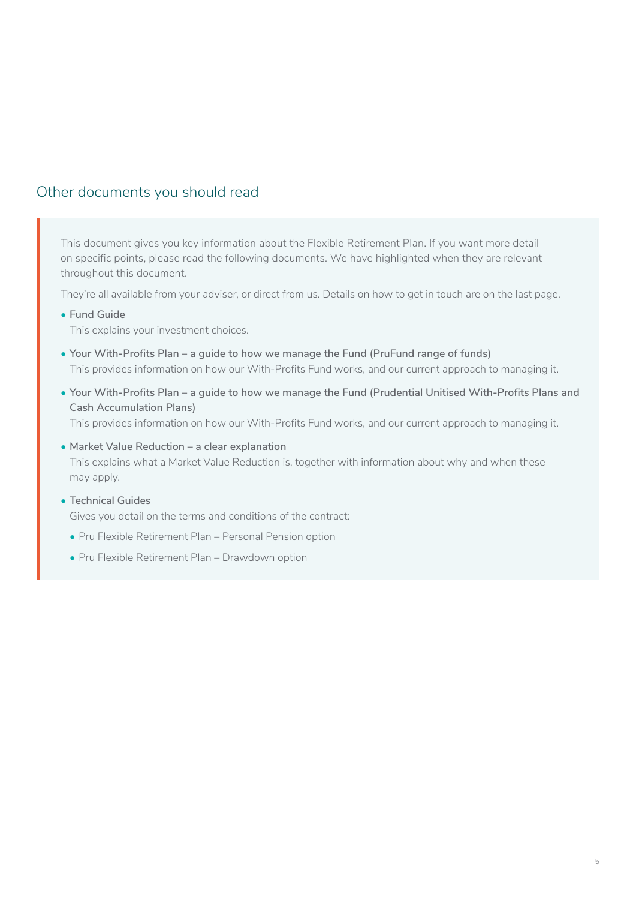## Other documents you should read

This document gives you key information about the Flexible Retirement Plan. If you want more detail on specific points, please read the following documents. We have highlighted when they are relevant throughout this document.

They're all available from your adviser, or direct from us. Details on how to get in touch are on the last page.

- **Fund Guide**
  This explains your investment choices.
- **Your With-Profits Plan – a guide to how we manage the Fund (PruFund range of funds)**
  This provides information on how our With-Profits Fund works, and our current approach to managing it.
- **Your With-Profits Plan – a guide to how we manage the Fund (Prudential Unitised With-Profits Plans and Cash Accumulation Plans)**
  This provides information on how our With-Profits Fund works, and our current approach to managing it.
- **Market Value Reduction – a clear explanation**
  This explains what a Market Value Reduction is, together with information about why and when these may apply.
- **Technical Guides**
  Gives you detail on the terms and conditions of the contract:
  - Pru Flexible Retirement Plan – Personal Pension option
  - Pru Flexible Retirement Plan – Drawdown option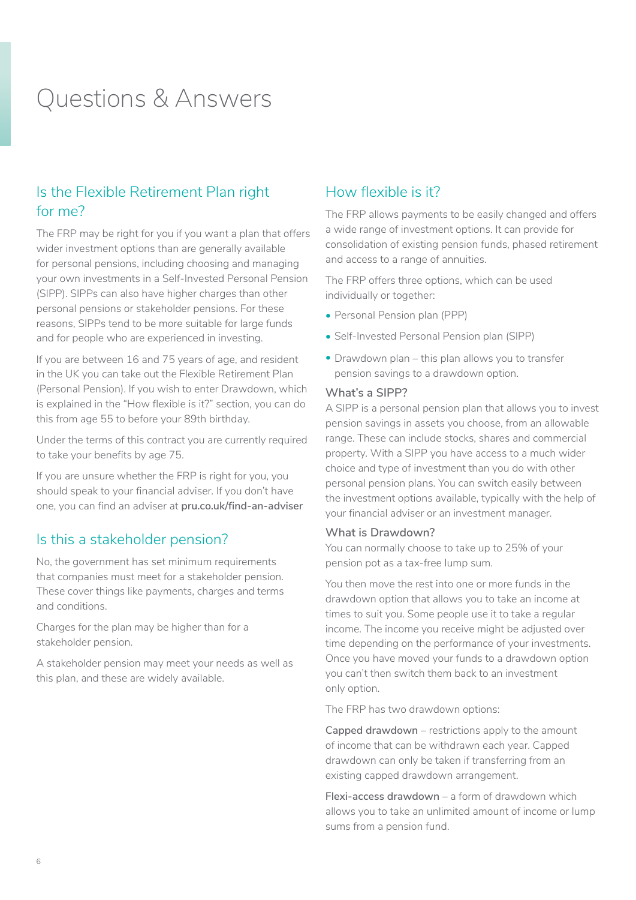# Questions & Answers

## Is the Flexible Retirement Plan right for me?

The FRP may be right for you if you want a plan that offers wider investment options than are generally available for personal pensions, including choosing and managing your own investments in a Self-Invested Personal Pension (SIPP). SIPPs can also have higher charges than other personal pensions or stakeholder pensions. For these reasons, SIPPs tend to be more suitable for large funds and for people who are experienced in investing.

If you are between 16 and 75 years of age, and resident in the UK you can take out the Flexible Retirement Plan (Personal Pension). If you wish to enter Drawdown, which is explained in the "How flexible is it?" section, you can do this from age 55 to before your 89th birthday.

Under the terms of this contract you are currently required to take your benefits by age 75.

If you are unsure whether the FRP is right for you, you should speak to your financial adviser. If you don't have one, you can find an adviser at **pru.co.uk/find-an-adviser**

## Is this a stakeholder pension?

No, the government has set minimum requirements that companies must meet for a stakeholder pension. These cover things like payments, charges and terms and conditions.

Charges for the plan may be higher than for a stakeholder pension.

A stakeholder pension may meet your needs as well as this plan, and these are widely available.

## How flexible is it?

The FRP allows payments to be easily changed and offers a wide range of investment options. It can provide for consolidation of existing pension funds, phased retirement and access to a range of annuities.

The FRP offers three options, which can be used individually or together:

- Personal Pension plan (PPP)
- Self-Invested Personal Pension plan (SIPP)
- Drawdown plan – this plan allows you to transfer pension savings to a drawdown option.

### What's a SIPP?

A SIPP is a personal pension plan that allows you to invest pension savings in assets you choose, from an allowable range. These can include stocks, shares and commercial property. With a SIPP you have access to a much wider choice and type of investment than you do with other personal pension plans. You can switch easily between the investment options available, typically with the help of your financial adviser or an investment manager.

### What is Drawdown?

You can normally choose to take up to 25% of your pension pot as a tax-free lump sum.

You then move the rest into one or more funds in the drawdown option that allows you to take an income at times to suit you. Some people use it to take a regular income. The income you receive might be adjusted over time depending on the performance of your investments. Once you have moved your funds to a drawdown option you can't then switch them back to an investment only option.

The FRP has two drawdown options:

**Capped drawdown** – restrictions apply to the amount of income that can be withdrawn each year. Capped drawdown can only be taken if transferring from an existing capped drawdown arrangement.

**Flexi-access drawdown** – a form of drawdown which allows you to take an unlimited amount of income or lump sums from a pension fund.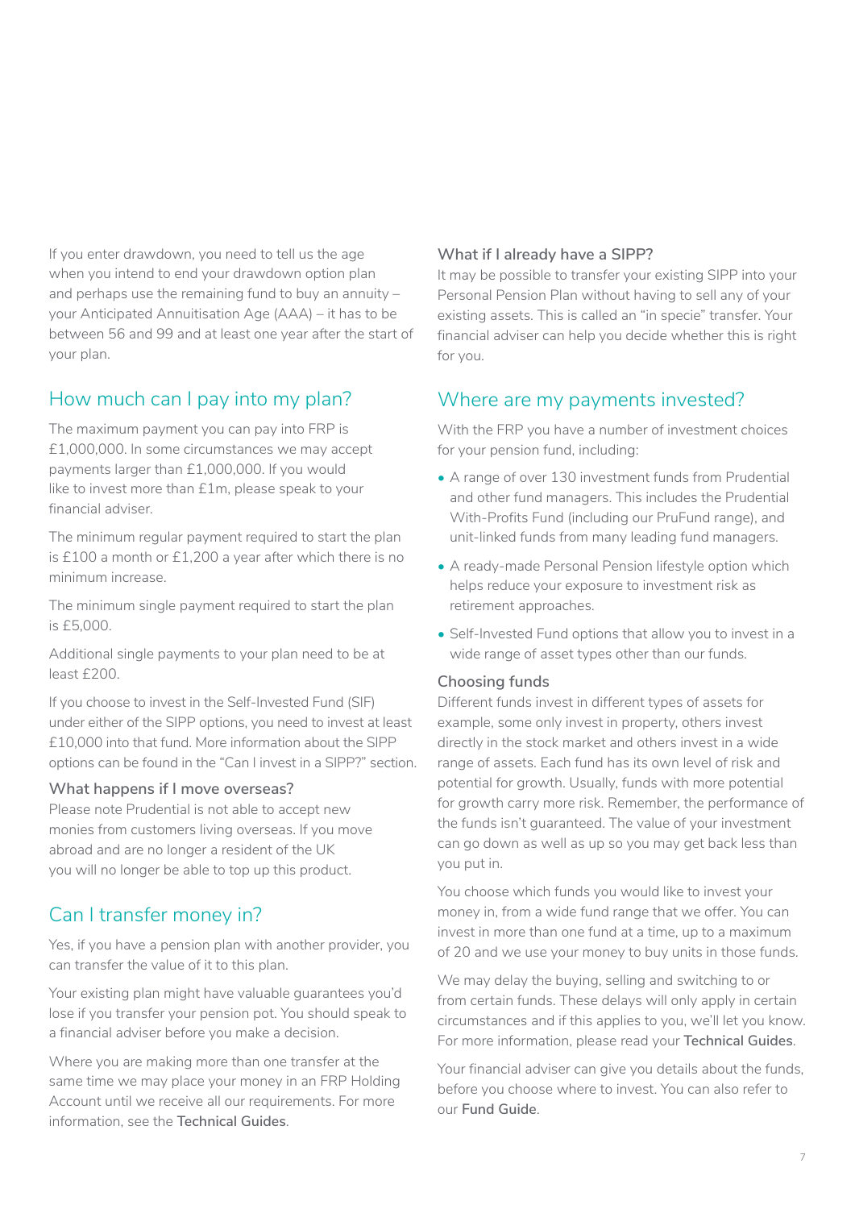If you enter drawdown, you need to tell us the age when you intend to end your drawdown option plan and perhaps use the remaining fund to buy an annuity – your Anticipated Annuitisation Age (AAA) – it has to be between 56 and 99 and at least one year after the start of your plan.

## How much can I pay into my plan?

The maximum payment you can pay into FRP is £1,000,000. In some circumstances we may accept payments larger than £1,000,000. If you would like to invest more than £1m, please speak to your financial adviser.

The minimum regular payment required to start the plan is £100 a month or £1,200 a year after which there is no minimum increase.

The minimum single payment required to start the plan is £5,000.

Additional single payments to your plan need to be at least £200.

If you choose to invest in the Self-Invested Fund (SIF) under either of the SIPP options, you need to invest at least £10,000 into that fund. More information about the SIPP options can be found in the "Can I invest in a SIPP?" section.

### What happens if I move overseas?

Please note Prudential is not able to accept new monies from customers living overseas. If you move abroad and are no longer a resident of the UK you will no longer be able to top up this product.

## Can I transfer money in?

Yes, if you have a pension plan with another provider, you can transfer the value of it to this plan.

Your existing plan might have valuable guarantees you'd lose if you transfer your pension pot. You should speak to a financial adviser before you make a decision.

Where you are making more than one transfer at the same time we may place your money in an FRP Holding Account until we receive all our requirements. For more information, see the **Technical Guides**.

### What if I already have a SIPP?

It may be possible to transfer your existing SIPP into your Personal Pension Plan without having to sell any of your existing assets. This is called an "in specie" transfer. Your financial adviser can help you decide whether this is right for you.

## Where are my payments invested?

With the FRP you have a number of investment choices for your pension fund, including:

- A range of over 130 investment funds from Prudential and other fund managers. This includes the Prudential With-Profits Fund (including our PruFund range), and unit-linked funds from many leading fund managers.
- A ready-made Personal Pension lifestyle option which helps reduce your exposure to investment risk as retirement approaches.
- Self-Invested Fund options that allow you to invest in a wide range of asset types other than our funds.

### Choosing funds

Different funds invest in different types of assets for example, some only invest in property, others invest directly in the stock market and others invest in a wide range of assets. Each fund has its own level of risk and potential for growth. Usually, funds with more potential for growth carry more risk. Remember, the performance of the funds isn't guaranteed. The value of your investment can go down as well as up so you may get back less than you put in.

You choose which funds you would like to invest your money in, from a wide fund range that we offer. You can invest in more than one fund at a time, up to a maximum of 20 and we use your money to buy units in those funds.

We may delay the buying, selling and switching to or from certain funds. These delays will only apply in certain circumstances and if this applies to you, we'll let you know. For more information, please read your **Technical Guides**.

Your financial adviser can give you details about the funds, before you choose where to invest. You can also refer to our **Fund Guide**.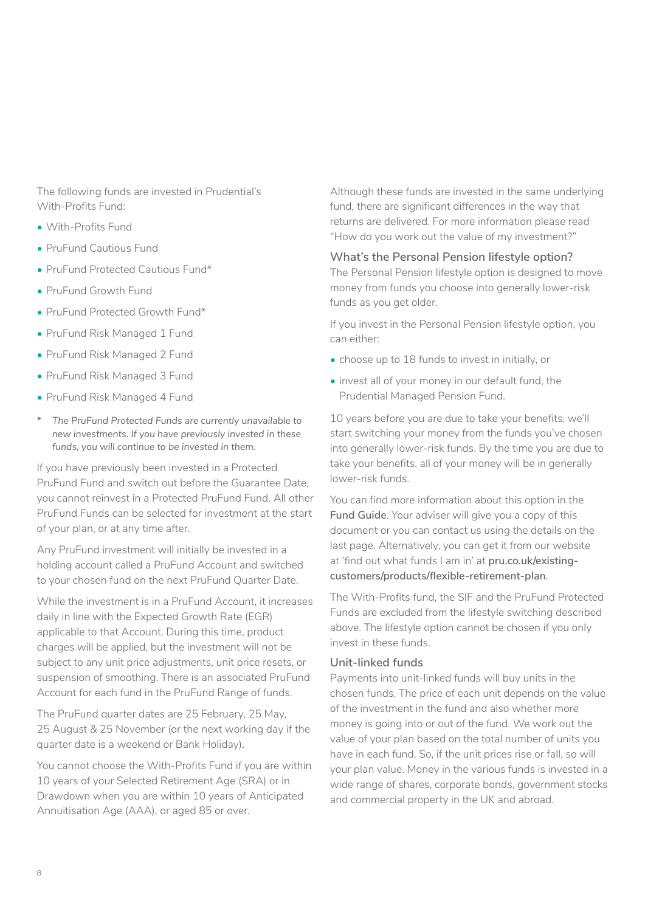The following funds are invested in Prudential's With-Profits Fund:

- With-Profits Fund
- PruFund Cautious Fund
- PruFund Protected Cautious Fund*
- PruFund Growth Fund
- PruFund Protected Growth Fund*
- PruFund Risk Managed 1 Fund
- PruFund Risk Managed 2 Fund
- PruFund Risk Managed 3 Fund
- PruFund Risk Managed 4 Fund

\* *The PruFund Protected Funds are currently unavailable to new investments. If you have previously invested in these funds, you will continue to be invested in them.*

If you have previously been invested in a Protected PruFund Fund and switch out before the Guarantee Date, you cannot reinvest in a Protected PruFund Fund. All other PruFund Funds can be selected for investment at the start of your plan, or at any time after.

Any PruFund investment will initially be invested in a holding account called a PruFund Account and switched to your chosen fund on the next PruFund Quarter Date.

While the investment is in a PruFund Account, it increases daily in line with the Expected Growth Rate (EGR) applicable to that Account. During this time, product charges will be applied, but the investment will not be subject to any unit price adjustments, unit price resets, or suspension of smoothing. There is an associated PruFund Account for each fund in the PruFund Range of funds.

The PruFund quarter dates are 25 February, 25 May, 25 August & 25 November (or the next working day if the quarter date is a weekend or Bank Holiday).

You cannot choose the With-Profits Fund if you are within 10 years of your Selected Retirement Age (SRA) or in Drawdown when you are within 10 years of Anticipated Annuitisation Age (AAA), or aged 85 or over.

Although these funds are invested in the same underlying fund, there are significant differences in the way that returns are delivered. For more information please read "How do you work out the value of my investment?"

### What's the Personal Pension lifestyle option?

The Personal Pension lifestyle option is designed to move money from funds you choose into generally lower-risk funds as you get older.

If you invest in the Personal Pension lifestyle option, you can either:

- choose up to 18 funds to invest in initially, or
- invest all of your money in our default fund, the Prudential Managed Pension Fund.

10 years before you are due to take your benefits, we'll start switching your money from the funds you've chosen into generally lower-risk funds. By the time you are due to take your benefits, all of your money will be in generally lower-risk funds.

You can find more information about this option in the **Fund Guide**. Your adviser will give you a copy of this document or you can contact us using the details on the last page. Alternatively, you can get it from our website at 'find out what funds I am in' at **pru.co.uk/existing-customers/products/flexible-retirement-plan**.

The With-Profits fund, the SIF and the PruFund Protected Funds are excluded from the lifestyle switching described above. The lifestyle option cannot be chosen if you only invest in these funds.

### Unit-linked funds

Payments into unit-linked funds will buy units in the chosen funds. The price of each unit depends on the value of the investment in the fund and also whether more money is going into or out of the fund. We work out the value of your plan based on the total number of units you have in each fund. So, if the unit prices rise or fall, so will your plan value. Money in the various funds is invested in a wide range of shares, corporate bonds, government stocks and commercial property in the UK and abroad.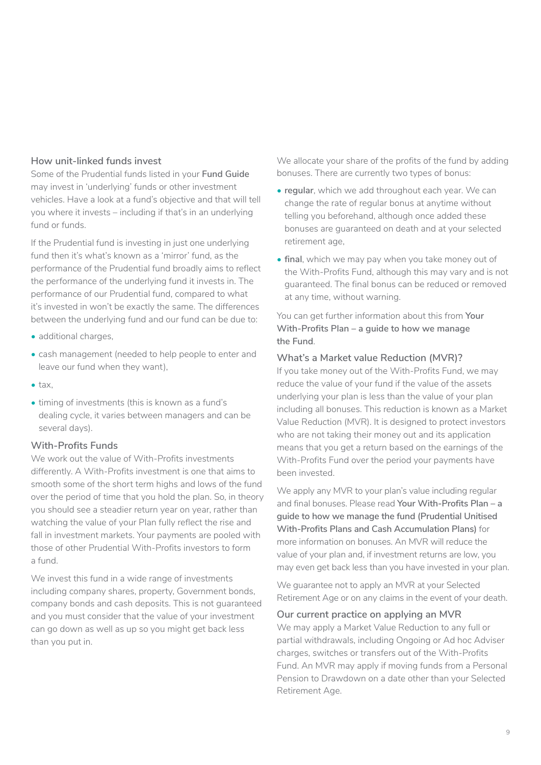### How unit-linked funds invest

Some of the Prudential funds listed in your **Fund Guide** may invest in 'underlying' funds or other investment vehicles. Have a look at a fund's objective and that will tell you where it invests – including if that's in an underlying fund or funds.

If the Prudential fund is investing in just one underlying fund then it's what's known as a 'mirror' fund, as the performance of the Prudential fund broadly aims to reflect the performance of the underlying fund it invests in. The performance of our Prudential fund, compared to what it's invested in won't be exactly the same. The differences between the underlying fund and our fund can be due to:

- additional charges,
- cash management (needed to help people to enter and leave our fund when they want),
- tax,
- timing of investments (this is known as a fund's dealing cycle, it varies between managers and can be several days).

### With-Profits Funds

We work out the value of With-Profits investments differently. A With-Profits investment is one that aims to smooth some of the short term highs and lows of the fund over the period of time that you hold the plan. So, in theory you should see a steadier return year on year, rather than watching the value of your Plan fully reflect the rise and fall in investment markets. Your payments are pooled with those of other Prudential With-Profits investors to form a fund.

We invest this fund in a wide range of investments including company shares, property, Government bonds, company bonds and cash deposits. This is not guaranteed and you must consider that the value of your investment can go down as well as up so you might get back less than you put in.

We allocate your share of the profits of the fund by adding bonuses. There are currently two types of bonus:

- **regular**, which we add throughout each year. We can change the rate of regular bonus at anytime without telling you beforehand, although once added these bonuses are guaranteed on death and at your selected retirement age,
- **final**, which we may pay when you take money out of the With-Profits Fund, although this may vary and is not guaranteed. The final bonus can be reduced or removed at any time, without warning.

You can get further information about this from **Your With-Profits Plan – a guide to how we manage the Fund**.

### What's a Market value Reduction (MVR)?

If you take money out of the With-Profits Fund, we may reduce the value of your fund if the value of the assets underlying your plan is less than the value of your plan including all bonuses. This reduction is known as a Market Value Reduction (MVR). It is designed to protect investors who are not taking their money out and its application means that you get a return based on the earnings of the With-Profits Fund over the period your payments have been invested.

We apply any MVR to your plan's value including regular and final bonuses. Please read **Your With-Profits Plan – a guide to how we manage the fund (Prudential Unitised With-Profits Plans and Cash Accumulation Plans)** for more information on bonuses. An MVR will reduce the value of your plan and, if investment returns are low, you may even get back less than you have invested in your plan.

We guarantee not to apply an MVR at your Selected Retirement Age or on any claims in the event of your death.

### Our current practice on applying an MVR

We may apply a Market Value Reduction to any full or partial withdrawals, including Ongoing or Ad hoc Adviser charges, switches or transfers out of the With-Profits Fund. An MVR may apply if moving funds from a Personal Pension to Drawdown on a date other than your Selected Retirement Age.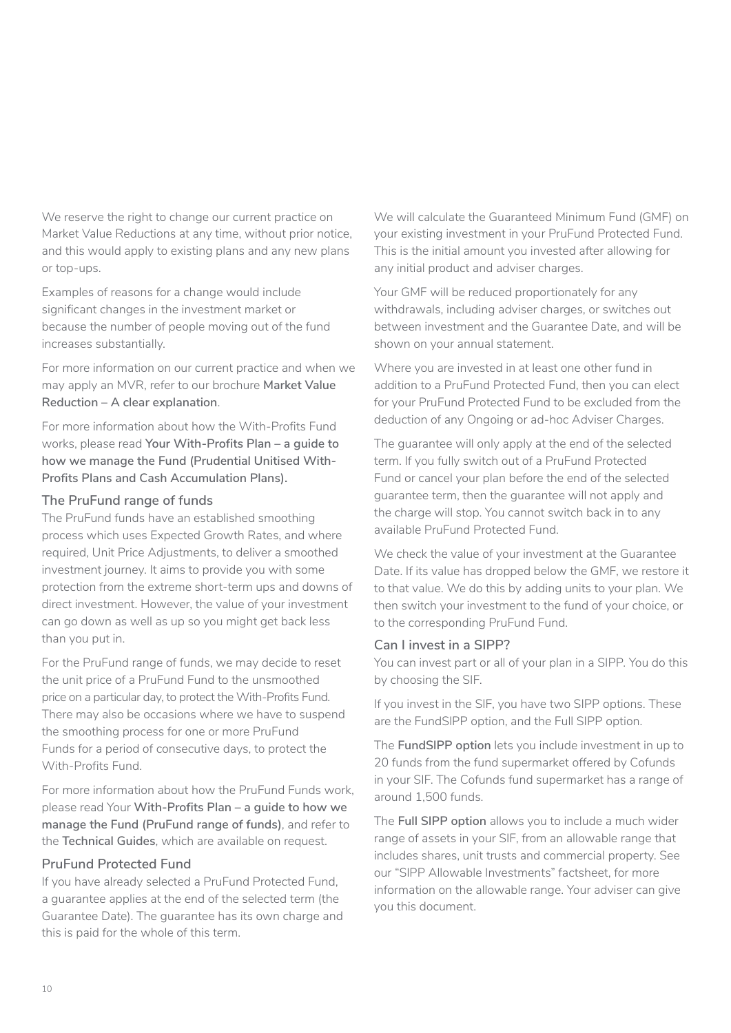We reserve the right to change our current practice on Market Value Reductions at any time, without prior notice, and this would apply to existing plans and any new plans or top-ups.

Examples of reasons for a change would include significant changes in the investment market or because the number of people moving out of the fund increases substantially.

For more information on our current practice and when we may apply an MVR, refer to our brochure **Market Value Reduction – A clear explanation**.

For more information about how the With-Profits Fund works, please read **Your With-Profits Plan – a guide to how we manage the Fund (Prudential Unitised With-Profits Plans and Cash Accumulation Plans).**

### The PruFund range of funds

The PruFund funds have an established smoothing process which uses Expected Growth Rates, and where required, Unit Price Adjustments, to deliver a smoothed investment journey. It aims to provide you with some protection from the extreme short-term ups and downs of direct investment. However, the value of your investment can go down as well as up so you might get back less than you put in.

For the PruFund range of funds, we may decide to reset the unit price of a PruFund Fund to the unsmoothed price on a particular day, to protect the With-Profits Fund. There may also be occasions where we have to suspend the smoothing process for one or more PruFund Funds for a period of consecutive days, to protect the With-Profits Fund.

For more information about how the PruFund Funds work, please read Your **With-Profits Plan – a guide to how we manage the Fund (PruFund range of funds)**, and refer to the **Technical Guides**, which are available on request.

### PruFund Protected Fund

If you have already selected a PruFund Protected Fund, a guarantee applies at the end of the selected term (the Guarantee Date). The guarantee has its own charge and this is paid for the whole of this term.

We will calculate the Guaranteed Minimum Fund (GMF) on your existing investment in your PruFund Protected Fund. This is the initial amount you invested after allowing for any initial product and adviser charges.

Your GMF will be reduced proportionately for any withdrawals, including adviser charges, or switches out between investment and the Guarantee Date, and will be shown on your annual statement.

Where you are invested in at least one other fund in addition to a PruFund Protected Fund, then you can elect for your PruFund Protected Fund to be excluded from the deduction of any Ongoing or ad-hoc Adviser Charges.

The guarantee will only apply at the end of the selected term. If you fully switch out of a PruFund Protected Fund or cancel your plan before the end of the selected guarantee term, then the guarantee will not apply and the charge will stop. You cannot switch back in to any available PruFund Protected Fund.

We check the value of your investment at the Guarantee Date. If its value has dropped below the GMF, we restore it to that value. We do this by adding units to your plan. We then switch your investment to the fund of your choice, or to the corresponding PruFund Fund.

### Can I invest in a SIPP?

You can invest part or all of your plan in a SIPP. You do this by choosing the SIF.

If you invest in the SIF, you have two SIPP options. These are the FundSIPP option, and the Full SIPP option.

The **FundSIPP option** lets you include investment in up to 20 funds from the fund supermarket offered by Cofunds in your SIF. The Cofunds fund supermarket has a range of around 1,500 funds.

The **Full SIPP option** allows you to include a much wider range of assets in your SIF, from an allowable range that includes shares, unit trusts and commercial property. See our "SIPP Allowable Investments" factsheet, for more information on the allowable range. Your adviser can give you this document.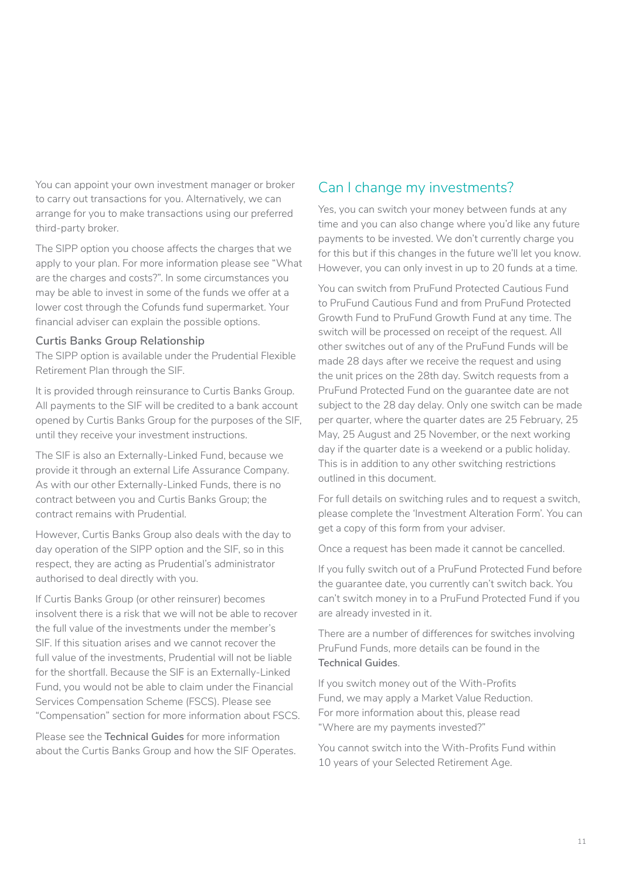You can appoint your own investment manager or broker to carry out transactions for you. Alternatively, we can arrange for you to make transactions using our preferred third-party broker.

The SIPP option you choose affects the charges that we apply to your plan. For more information please see "What are the charges and costs?". In some circumstances you may be able to invest in some of the funds we offer at a lower cost through the Cofunds fund supermarket. Your financial adviser can explain the possible options.

### Curtis Banks Group Relationship

The SIPP option is available under the Prudential Flexible Retirement Plan through the SIF.

It is provided through reinsurance to Curtis Banks Group. All payments to the SIF will be credited to a bank account opened by Curtis Banks Group for the purposes of the SIF, until they receive your investment instructions.

The SIF is also an Externally-Linked Fund, because we provide it through an external Life Assurance Company. As with our other Externally-Linked Funds, there is no contract between you and Curtis Banks Group; the contract remains with Prudential.

However, Curtis Banks Group also deals with the day to day operation of the SIPP option and the SIF, so in this respect, they are acting as Prudential's administrator authorised to deal directly with you.

If Curtis Banks Group (or other reinsurer) becomes insolvent there is a risk that we will not be able to recover the full value of the investments under the member's SIF. If this situation arises and we cannot recover the full value of the investments, Prudential will not be liable for the shortfall. Because the SIF is an Externally-Linked Fund, you would not be able to claim under the Financial Services Compensation Scheme (FSCS). Please see "Compensation" section for more information about FSCS.

Please see the **Technical Guides** for more information about the Curtis Banks Group and how the SIF Operates.

## Can I change my investments?

Yes, you can switch your money between funds at any time and you can also change where you'd like any future payments to be invested. We don't currently charge you for this but if this changes in the future we'll let you know. However, you can only invest in up to 20 funds at a time.

You can switch from PruFund Protected Cautious Fund to PruFund Cautious Fund and from PruFund Protected Growth Fund to PruFund Growth Fund at any time. The switch will be processed on receipt of the request. All other switches out of any of the PruFund Funds will be made 28 days after we receive the request and using the unit prices on the 28th day. Switch requests from a PruFund Protected Fund on the guarantee date are not subject to the 28 day delay. Only one switch can be made per quarter, where the quarter dates are 25 February, 25 May, 25 August and 25 November, or the next working day if the quarter date is a weekend or a public holiday. This is in addition to any other switching restrictions outlined in this document.

For full details on switching rules and to request a switch, please complete the 'Investment Alteration Form'. You can get a copy of this form from your adviser.

Once a request has been made it cannot be cancelled.

If you fully switch out of a PruFund Protected Fund before the guarantee date, you currently can't switch back. You can't switch money in to a PruFund Protected Fund if you are already invested in it.

There are a number of differences for switches involving PruFund Funds, more details can be found in the **Technical Guides**.

If you switch money out of the With-Profits Fund, we may apply a Market Value Reduction. For more information about this, please read "Where are my payments invested?"

You cannot switch into the With-Profits Fund within 10 years of your Selected Retirement Age.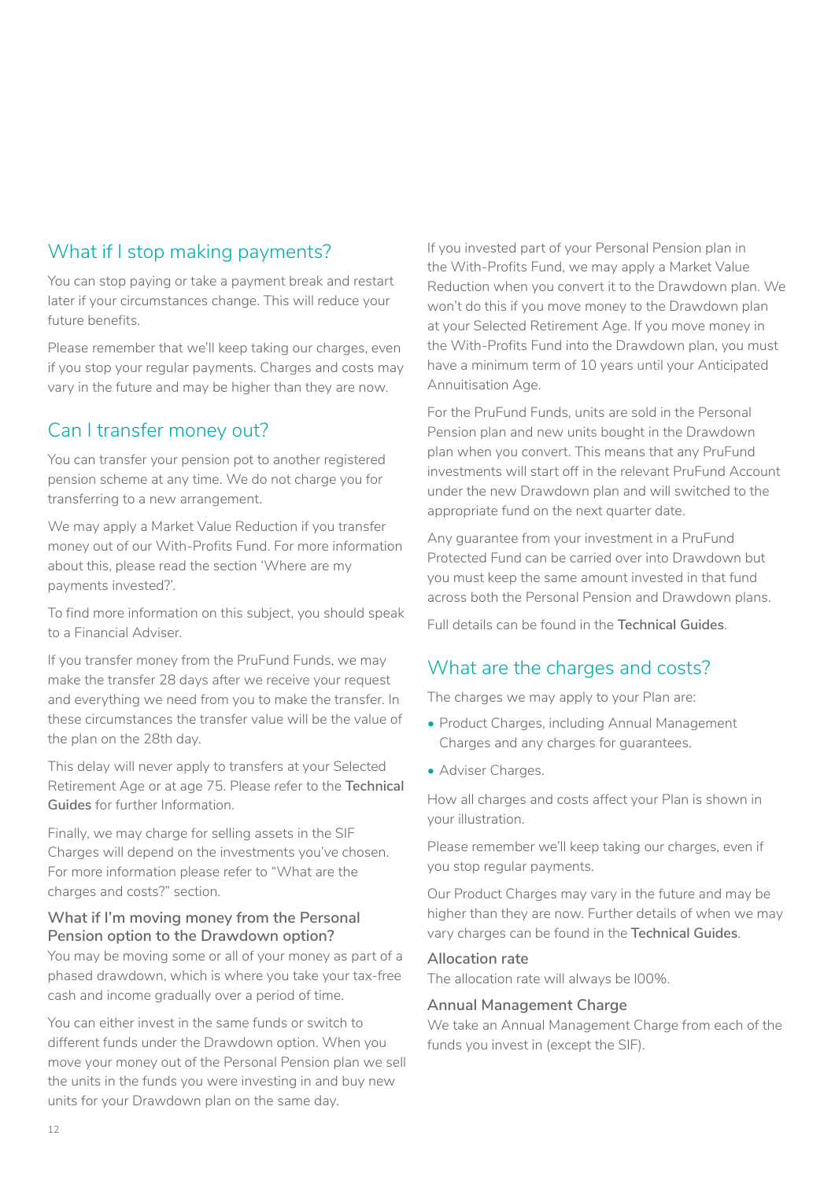## What if I stop making payments?

You can stop paying or take a payment break and restart later if your circumstances change. This will reduce your future benefits.

Please remember that we'll keep taking our charges, even if you stop your regular payments. Charges and costs may vary in the future and may be higher than they are now.

## Can I transfer money out?

You can transfer your pension pot to another registered pension scheme at any time. We do not charge you for transferring to a new arrangement.

We may apply a Market Value Reduction if you transfer money out of our With-Profits Fund. For more information about this, please read the section 'Where are my payments invested?'.

To find more information on this subject, you should speak to a Financial Adviser.

If you transfer money from the PruFund Funds, we may make the transfer 28 days after we receive your request and everything we need from you to make the transfer. In these circumstances the transfer value will be the value of the plan on the 28th day.

This delay will never apply to transfers at your Selected Retirement Age or at age 75. Please refer to the **Technical Guides** for further Information.

Finally, we may charge for selling assets in the SIF Charges will depend on the investments you've chosen. For more information please refer to "What are the charges and costs?" section.

### What if I'm moving money from the Personal Pension option to the Drawdown option?

You may be moving some or all of your money as part of a phased drawdown, which is where you take your tax-free cash and income gradually over a period of time.

You can either invest in the same funds or switch to different funds under the Drawdown option. When you move your money out of the Personal Pension plan we sell the units in the funds you were investing in and buy new units for your Drawdown plan on the same day.

If you invested part of your Personal Pension plan in the With-Profits Fund, we may apply a Market Value Reduction when you convert it to the Drawdown plan. We won't do this if you move money to the Drawdown plan at your Selected Retirement Age. If you move money in the With-Profits Fund into the Drawdown plan, you must have a minimum term of 10 years until your Anticipated Annuitisation Age.

For the PruFund Funds, units are sold in the Personal Pension plan and new units bought in the Drawdown plan when you convert. This means that any PruFund investments will start off in the relevant PruFund Account under the new Drawdown plan and will switched to the appropriate fund on the next quarter date.

Any guarantee from your investment in a PruFund Protected Fund can be carried over into Drawdown but you must keep the same amount invested in that fund across both the Personal Pension and Drawdown plans.

Full details can be found in the **Technical Guides**.

## What are the charges and costs?

The charges we may apply to your Plan are:

- Product Charges, including Annual Management Charges and any charges for guarantees.
- Adviser Charges.

How all charges and costs affect your Plan is shown in your illustration.

Please remember we'll keep taking our charges, even if you stop regular payments.

Our Product Charges may vary in the future and may be higher than they are now. Further details of when we may vary charges can be found in the **Technical Guides**.

### Allocation rate

The allocation rate will always be l00%.

### Annual Management Charge

We take an Annual Management Charge from each of the funds you invest in (except the SIF).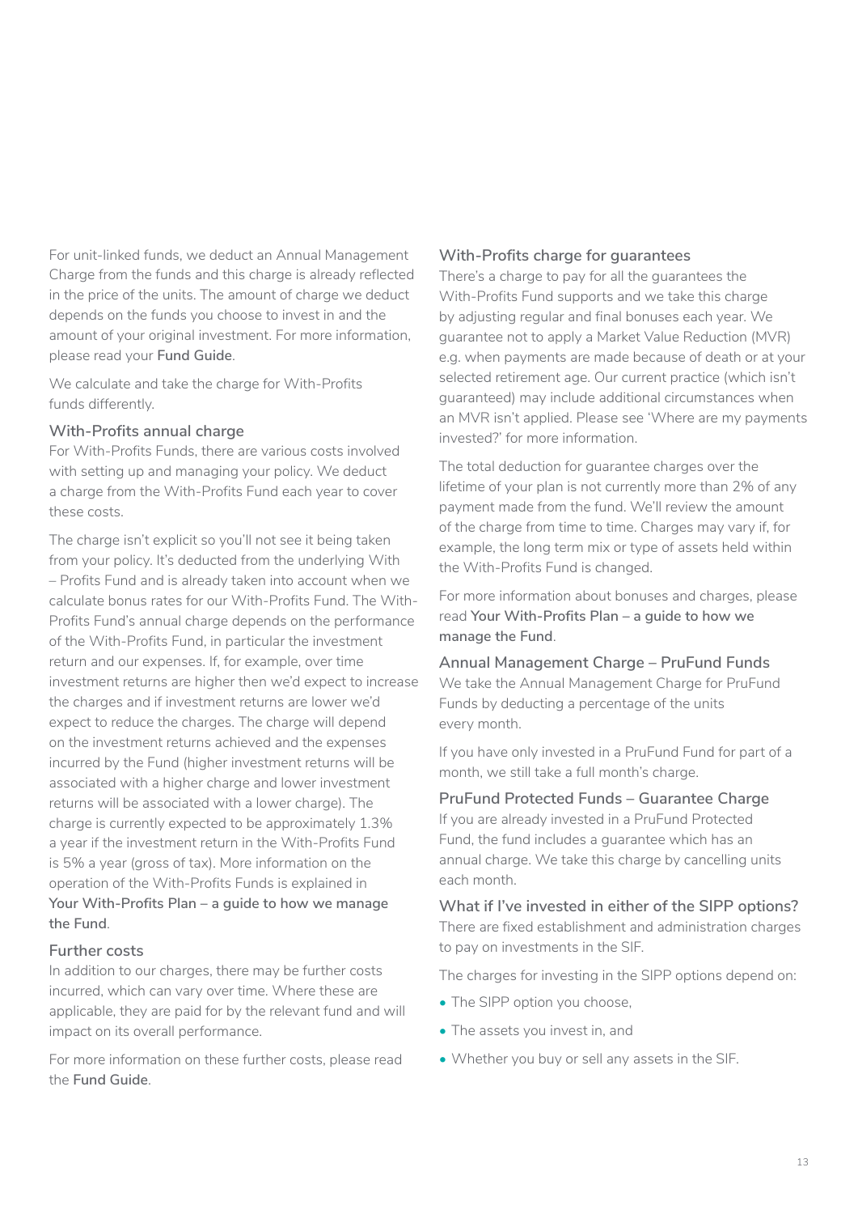For unit-linked funds, we deduct an Annual Management Charge from the funds and this charge is already reflected in the price of the units. The amount of charge we deduct depends on the funds you choose to invest in and the amount of your original investment. For more information, please read your **Fund Guide**.

We calculate and take the charge for With-Profits funds differently.

### With-Profits annual charge

For With-Profits Funds, there are various costs involved with setting up and managing your policy. We deduct a charge from the With-Profits Fund each year to cover these costs.

The charge isn't explicit so you'll not see it being taken from your policy. It's deducted from the underlying With – Profits Fund and is already taken into account when we calculate bonus rates for our With-Profits Fund. The With-Profits Fund's annual charge depends on the performance of the With-Profits Fund, in particular the investment return and our expenses. If, for example, over time investment returns are higher then we'd expect to increase the charges and if investment returns are lower we'd expect to reduce the charges. The charge will depend on the investment returns achieved and the expenses incurred by the Fund (higher investment returns will be associated with a higher charge and lower investment returns will be associated with a lower charge). The charge is currently expected to be approximately 1.3% a year if the investment return in the With-Profits Fund is 5% a year (gross of tax). More information on the operation of the With-Profits Funds is explained in **Your With-Profits Plan – a guide to how we manage the Fund**.

### Further costs

In addition to our charges, there may be further costs incurred, which can vary over time. Where these are applicable, they are paid for by the relevant fund and will impact on its overall performance.

For more information on these further costs, please read the **Fund Guide**.

### With-Profits charge for guarantees

There's a charge to pay for all the guarantees the With-Profits Fund supports and we take this charge by adjusting regular and final bonuses each year. We guarantee not to apply a Market Value Reduction (MVR) e.g. when payments are made because of death or at your selected retirement age. Our current practice (which isn't guaranteed) may include additional circumstances when an MVR isn't applied. Please see 'Where are my payments invested?' for more information.

The total deduction for guarantee charges over the lifetime of your plan is not currently more than 2% of any payment made from the fund. We'll review the amount of the charge from time to time. Charges may vary if, for example, the long term mix or type of assets held within the With-Profits Fund is changed.

For more information about bonuses and charges, please read **Your With-Profits Plan – a guide to how we manage the Fund**.

### Annual Management Charge – PruFund Funds

We take the Annual Management Charge for PruFund Funds by deducting a percentage of the units every month.

If you have only invested in a PruFund Fund for part of a month, we still take a full month's charge.

### PruFund Protected Funds – Guarantee Charge

If you are already invested in a PruFund Protected Fund, the fund includes a guarantee which has an annual charge. We take this charge by cancelling units each month.

### What if I've invested in either of the SIPP options?

There are fixed establishment and administration charges to pay on investments in the SIF.

The charges for investing in the SIPP options depend on:

- The SIPP option you choose,
- The assets you invest in, and
- Whether you buy or sell any assets in the SIF.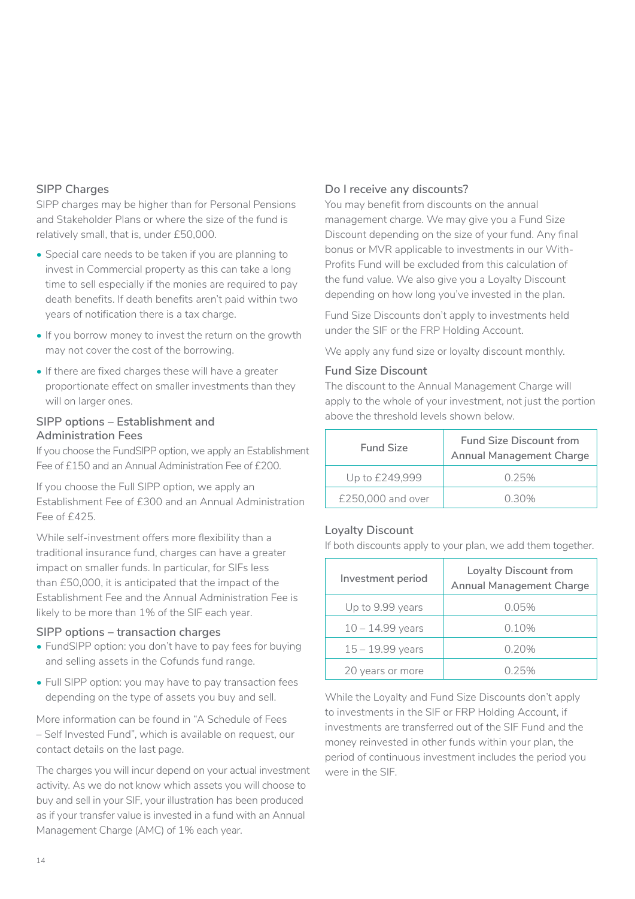### SIPP Charges

SIPP charges may be higher than for Personal Pensions and Stakeholder Plans or where the size of the fund is relatively small, that is, under £50,000.

- Special care needs to be taken if you are planning to invest in Commercial property as this can take a long time to sell especially if the monies are required to pay death benefits. If death benefits aren't paid within two years of notification there is a tax charge.
- If you borrow money to invest the return on the growth may not cover the cost of the borrowing.
- If there are fixed charges these will have a greater proportionate effect on smaller investments than they will on larger ones.

### SIPP options – Establishment and Administration Fees

If you choose the FundSIPP option, we apply an Establishment Fee of £150 and an Annual Administration Fee of £200.

If you choose the Full SIPP option, we apply an Establishment Fee of £300 and an Annual Administration Fee of £425.

While self-investment offers more flexibility than a traditional insurance fund, charges can have a greater impact on smaller funds. In particular, for SIFs less than £50,000, it is anticipated that the impact of the Establishment Fee and the Annual Administration Fee is likely to be more than 1% of the SIF each year.

### SIPP options – transaction charges

- FundSIPP option: you don't have to pay fees for buying and selling assets in the Cofunds fund range.
- Full SIPP option: you may have to pay transaction fees depending on the type of assets you buy and sell.

More information can be found in "A Schedule of Fees – Self Invested Fund", which is available on request, our contact details on the last page.

The charges you will incur depend on your actual investment activity. As we do not know which assets you will choose to buy and sell in your SIF, your illustration has been produced as if your transfer value is invested in a fund with an Annual Management Charge (AMC) of 1% each year.

### Do I receive any discounts?

You may benefit from discounts on the annual management charge. We may give you a Fund Size Discount depending on the size of your fund. Any final bonus or MVR applicable to investments in our With-Profits Fund will be excluded from this calculation of the fund value. We also give you a Loyalty Discount depending on how long you've invested in the plan.

Fund Size Discounts don't apply to investments held under the SIF or the FRP Holding Account.

We apply any fund size or loyalty discount monthly.

### Fund Size Discount

The discount to the Annual Management Charge will apply to the whole of your investment, not just the portion above the threshold levels shown below.

| Fund Size | Fund Size Discount from Annual Management Charge |
|---|---|
| Up to £249,999 | 0.25% |
| £250,000 and over | 0.30% |

### Loyalty Discount

If both discounts apply to your plan, we add them together.

| Investment period | Loyalty Discount from Annual Management Charge |
|---|---|
| Up to 9.99 years | 0.05% |
| 10 – 14.99 years | 0.10% |
| 15 – 19.99 years | 0.20% |
| 20 years or more | 0.25% |

While the Loyalty and Fund Size Discounts don't apply to investments in the SIF or FRP Holding Account, if investments are transferred out of the SIF Fund and the money reinvested in other funds within your plan, the period of continuous investment includes the period you were in the SIF.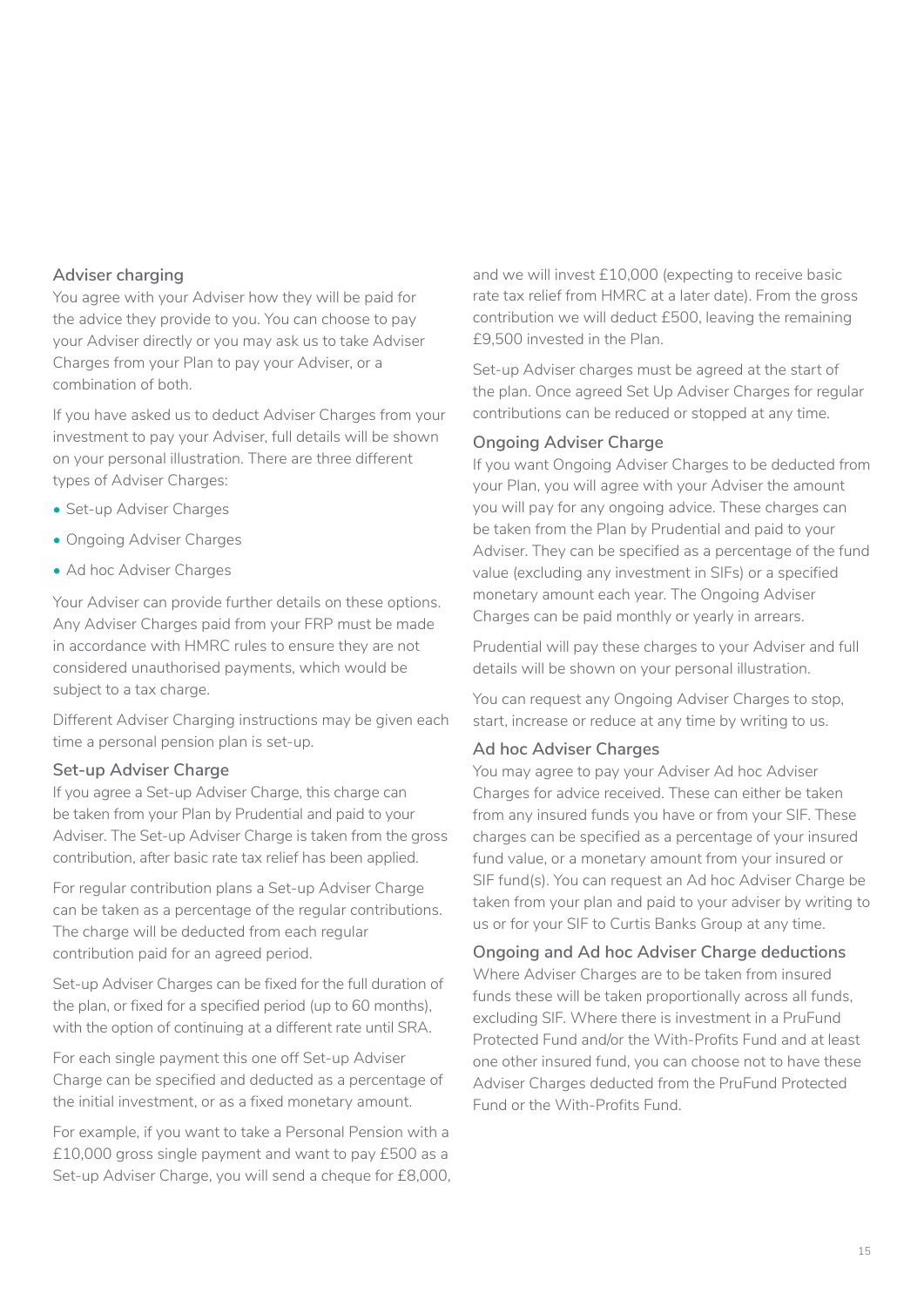## Adviser charging

You agree with your Adviser how they will be paid for the advice they provide to you. You can choose to pay your Adviser directly or you may ask us to take Adviser Charges from your Plan to pay your Adviser, or a combination of both.

If you have asked us to deduct Adviser Charges from your investment to pay your Adviser, full details will be shown on your personal illustration. There are three different types of Adviser Charges:

- Set-up Adviser Charges
- Ongoing Adviser Charges
- Ad hoc Adviser Charges

Your Adviser can provide further details on these options. Any Adviser Charges paid from your FRP must be made in accordance with HMRC rules to ensure they are not considered unauthorised payments, which would be subject to a tax charge.

Different Adviser Charging instructions may be given each time a personal pension plan is set-up.

### Set-up Adviser Charge

If you agree a Set-up Adviser Charge, this charge can be taken from your Plan by Prudential and paid to your Adviser. The Set-up Adviser Charge is taken from the gross contribution, after basic rate tax relief has been applied.

For regular contribution plans a Set-up Adviser Charge can be taken as a percentage of the regular contributions. The charge will be deducted from each regular contribution paid for an agreed period.

Set-up Adviser Charges can be fixed for the full duration of the plan, or fixed for a specified period (up to 60 months), with the option of continuing at a different rate until SRA.

For each single payment this one off Set-up Adviser Charge can be specified and deducted as a percentage of the initial investment, or as a fixed monetary amount.

For example, if you want to take a Personal Pension with a £10,000 gross single payment and want to pay £500 as a Set-up Adviser Charge, you will send a cheque for £8,000, and we will invest £10,000 (expecting to receive basic rate tax relief from HMRC at a later date). From the gross contribution we will deduct £500, leaving the remaining £9,500 invested in the Plan.

Set-up Adviser charges must be agreed at the start of the plan. Once agreed Set Up Adviser Charges for regular contributions can be reduced or stopped at any time.

### Ongoing Adviser Charge

If you want Ongoing Adviser Charges to be deducted from your Plan, you will agree with your Adviser the amount you will pay for any ongoing advice. These charges can be taken from the Plan by Prudential and paid to your Adviser. They can be specified as a percentage of the fund value (excluding any investment in SIFs) or a specified monetary amount each year. The Ongoing Adviser Charges can be paid monthly or yearly in arrears.

Prudential will pay these charges to your Adviser and full details will be shown on your personal illustration.

You can request any Ongoing Adviser Charges to stop, start, increase or reduce at any time by writing to us.

### Ad hoc Adviser Charges

You may agree to pay your Adviser Ad hoc Adviser Charges for advice received. These can either be taken from any insured funds you have or from your SIF. These charges can be specified as a percentage of your insured fund value, or a monetary amount from your insured or SIF fund(s). You can request an Ad hoc Adviser Charge be taken from your plan and paid to your adviser by writing to us or for your SIF to Curtis Banks Group at any time.

### Ongoing and Ad hoc Adviser Charge deductions

Where Adviser Charges are to be taken from insured funds these will be taken proportionally across all funds, excluding SIF. Where there is investment in a PruFund Protected Fund and/or the With-Profits Fund and at least one other insured fund, you can choose not to have these Adviser Charges deducted from the PruFund Protected Fund or the With-Profits Fund.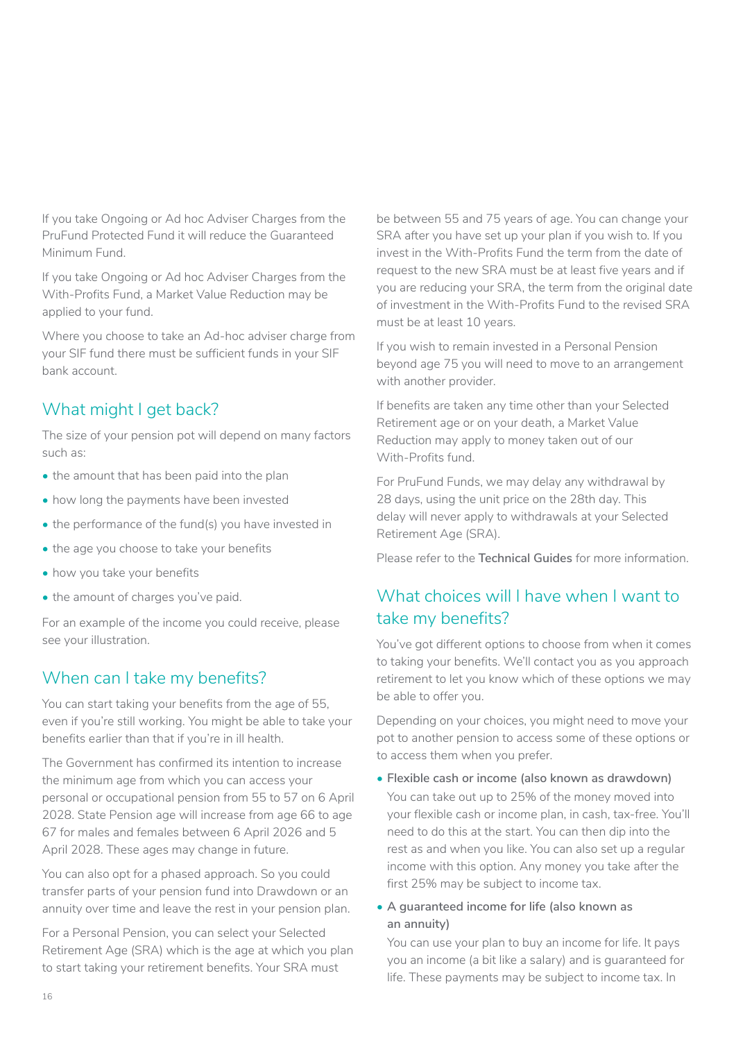If you take Ongoing or Ad hoc Adviser Charges from the PruFund Protected Fund it will reduce the Guaranteed Minimum Fund.

If you take Ongoing or Ad hoc Adviser Charges from the With-Profits Fund, a Market Value Reduction may be applied to your fund.

Where you choose to take an Ad-hoc adviser charge from your SIF fund there must be sufficient funds in your SIF bank account.

## What might I get back?

The size of your pension pot will depend on many factors such as:

- the amount that has been paid into the plan
- how long the payments have been invested
- the performance of the fund(s) you have invested in
- the age you choose to take your benefits
- how you take your benefits
- the amount of charges you've paid.

For an example of the income you could receive, please see your illustration.

## When can I take my benefits?

You can start taking your benefits from the age of 55, even if you're still working. You might be able to take your benefits earlier than that if you're in ill health.

The Government has confirmed its intention to increase the minimum age from which you can access your personal or occupational pension from 55 to 57 on 6 April 2028. State Pension age will increase from age 66 to age 67 for males and females between 6 April 2026 and 5 April 2028. These ages may change in future.

You can also opt for a phased approach. So you could transfer parts of your pension fund into Drawdown or an annuity over time and leave the rest in your pension plan.

For a Personal Pension, you can select your Selected Retirement Age (SRA) which is the age at which you plan to start taking your retirement benefits. Your SRA must be between 55 and 75 years of age. You can change your SRA after you have set up your plan if you wish to. If you invest in the With-Profits Fund the term from the date of request to the new SRA must be at least five years and if you are reducing your SRA, the term from the original date of investment in the With-Profits Fund to the revised SRA must be at least 10 years.

If you wish to remain invested in a Personal Pension beyond age 75 you will need to move to an arrangement with another provider.

If benefits are taken any time other than your Selected Retirement age or on your death, a Market Value Reduction may apply to money taken out of our With-Profits fund.

For PruFund Funds, we may delay any withdrawal by 28 days, using the unit price on the 28th day. This delay will never apply to withdrawals at your Selected Retirement Age (SRA).

Please refer to the **Technical Guides** for more information.

## What choices will I have when I want to take my benefits?

You've got different options to choose from when it comes to taking your benefits. We'll contact you as you approach retirement to let you know which of these options we may be able to offer you.

Depending on your choices, you might need to move your pot to another pension to access some of these options or to access them when you prefer.

- **Flexible cash or income (also known as drawdown)**
  You can take out up to 25% of the money moved into your flexible cash or income plan, in cash, tax-free. You'll need to do this at the start. You can then dip into the rest as and when you like. You can also set up a regular income with this option. Any money you take after the first 25% may be subject to income tax.
- **A guaranteed income for life (also known as an annuity)**
  You can use your plan to buy an income for life. It pays you an income (a bit like a salary) and is guaranteed for life. These payments may be subject to income tax. In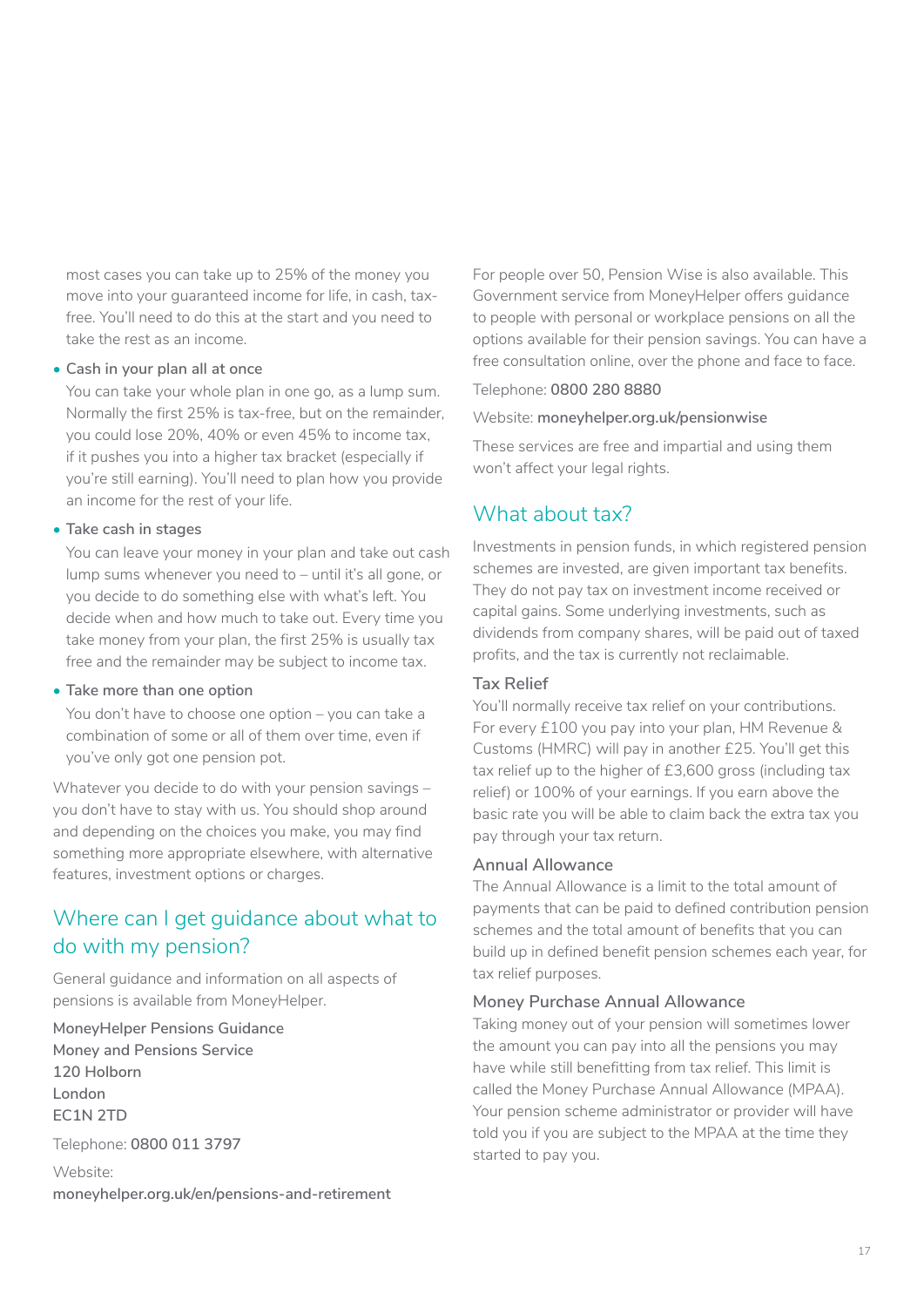most cases you can take up to 25% of the money you move into your guaranteed income for life, in cash, tax-free. You'll need to do this at the start and you need to take the rest as an income.

- Cash in your plan all at once

  You can take your whole plan in one go, as a lump sum. Normally the first 25% is tax-free, but on the remainder, you could lose 20%, 40% or even 45% to income tax, if it pushes you into a higher tax bracket (especially if you're still earning). You'll need to plan how you provide an income for the rest of your life.

- Take cash in stages

  You can leave your money in your plan and take out cash lump sums whenever you need to – until it's all gone, or you decide to do something else with what's left. You decide when and how much to take out. Every time you take money from your plan, the first 25% is usually tax free and the remainder may be subject to income tax.

- Take more than one option

  You don't have to choose one option – you can take a combination of some or all of them over time, even if you've only got one pension pot.

Whatever you decide to do with your pension savings – you don't have to stay with us. You should shop around and depending on the choices you make, you may find something more appropriate elsewhere, with alternative features, investment options or charges.

## Where can I get guidance about what to do with my pension?

General guidance and information on all aspects of pensions is available from MoneyHelper.

MoneyHelper Pensions Guidance
Money and Pensions Service
120 Holborn
London
EC1N 2TD

Telephone: **0800 011 3797**

Website:
**moneyhelper.org.uk/en/pensions-and-retirement**

For people over 50, Pension Wise is also available. This Government service from MoneyHelper offers guidance to people with personal or workplace pensions on all the options available for their pension savings. You can have a free consultation online, over the phone and face to face.

Telephone: **0800 280 8880**

Website: **moneyhelper.org.uk/pensionwise**

These services are free and impartial and using them won't affect your legal rights.

## What about tax?

Investments in pension funds, in which registered pension schemes are invested, are given important tax benefits. They do not pay tax on investment income received or capital gains. Some underlying investments, such as dividends from company shares, will be paid out of taxed profits, and the tax is currently not reclaimable.

### Tax Relief

You'll normally receive tax relief on your contributions. For every £100 you pay into your plan, HM Revenue & Customs (HMRC) will pay in another £25. You'll get this tax relief up to the higher of £3,600 gross (including tax relief) or 100% of your earnings. If you earn above the basic rate you will be able to claim back the extra tax you pay through your tax return.

### Annual Allowance

The Annual Allowance is a limit to the total amount of payments that can be paid to defined contribution pension schemes and the total amount of benefits that you can build up in defined benefit pension schemes each year, for tax relief purposes.

### Money Purchase Annual Allowance

Taking money out of your pension will sometimes lower the amount you can pay into all the pensions you may have while still benefitting from tax relief. This limit is called the Money Purchase Annual Allowance (MPAA). Your pension scheme administrator or provider will have told you if you are subject to the MPAA at the time they started to pay you.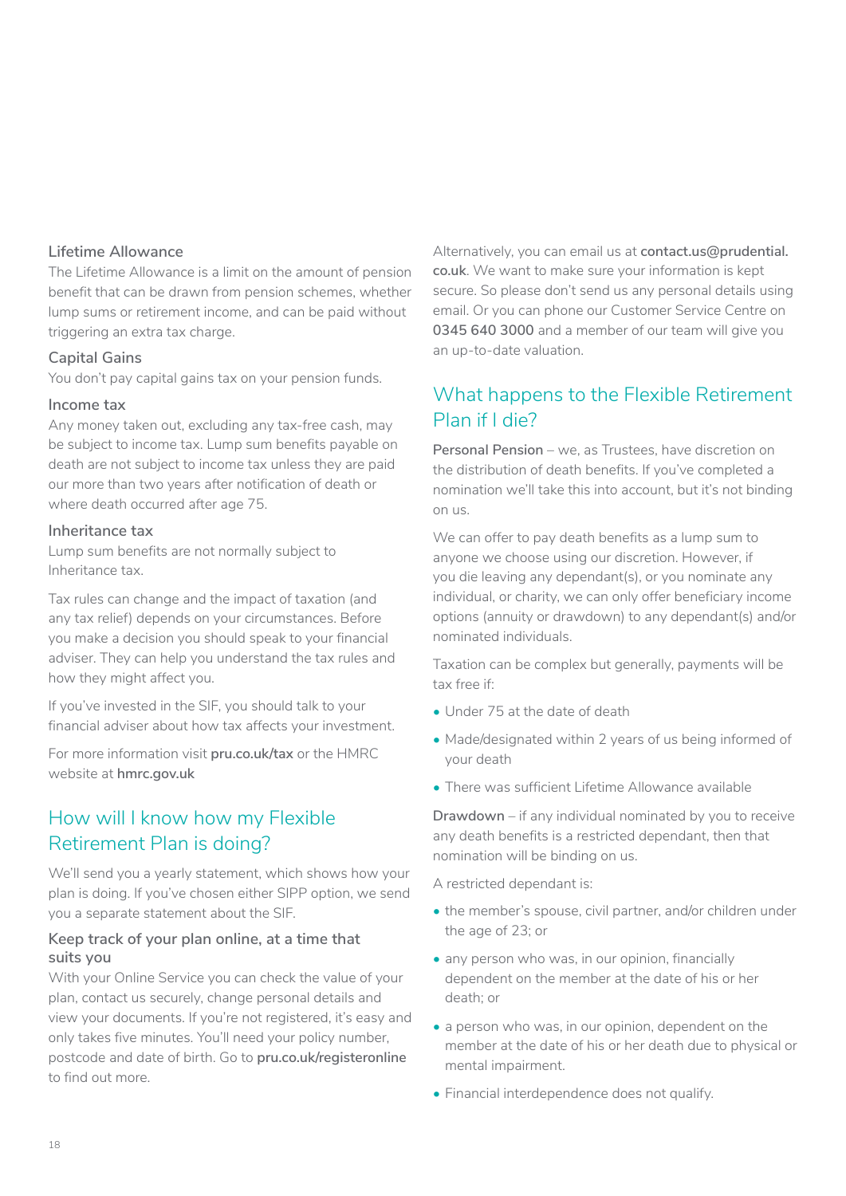### Lifetime Allowance

The Lifetime Allowance is a limit on the amount of pension benefit that can be drawn from pension schemes, whether lump sums or retirement income, and can be paid without triggering an extra tax charge.

### Capital Gains

You don't pay capital gains tax on your pension funds.

### Income tax

Any money taken out, excluding any tax-free cash, may be subject to income tax. Lump sum benefits payable on death are not subject to income tax unless they are paid our more than two years after notification of death or where death occurred after age 75.

### Inheritance tax

Lump sum benefits are not normally subject to Inheritance tax.

Tax rules can change and the impact of taxation (and any tax relief) depends on your circumstances. Before you make a decision you should speak to your financial adviser. They can help you understand the tax rules and how they might affect you.

If you've invested in the SIF, you should talk to your financial adviser about how tax affects your investment.

For more information visit **pru.co.uk/tax** or the HMRC website at **hmrc.gov.uk**

## How will I know how my Flexible Retirement Plan is doing?

We'll send you a yearly statement, which shows how your plan is doing. If you've chosen either SIPP option, we send you a separate statement about the SIF.

### Keep track of your plan online, at a time that suits you

With your Online Service you can check the value of your plan, contact us securely, change personal details and view your documents. If you're not registered, it's easy and only takes five minutes. You'll need your policy number, postcode and date of birth. Go to **pru.co.uk/registeronline** to find out more.

Alternatively, you can email us at **contact.us@prudential.co.uk**. We want to make sure your information is kept secure. So please don't send us any personal details using email. Or you can phone our Customer Service Centre on **0345 640 3000** and a member of our team will give you an up-to-date valuation.

## What happens to the Flexible Retirement Plan if I die?

**Personal Pension** – we, as Trustees, have discretion on the distribution of death benefits. If you've completed a nomination we'll take this into account, but it's not binding on us.

We can offer to pay death benefits as a lump sum to anyone we choose using our discretion. However, if you die leaving any dependant(s), or you nominate any individual, or charity, we can only offer beneficiary income options (annuity or drawdown) to any dependant(s) and/or nominated individuals.

Taxation can be complex but generally, payments will be tax free if:

- Under 75 at the date of death
- Made/designated within 2 years of us being informed of your death
- There was sufficient Lifetime Allowance available

**Drawdown** – if any individual nominated by you to receive any death benefits is a restricted dependant, then that nomination will be binding on us.

A restricted dependant is:

- the member's spouse, civil partner, and/or children under the age of 23; or
- any person who was, in our opinion, financially dependent on the member at the date of his or her death; or
- a person who was, in our opinion, dependent on the member at the date of his or her death due to physical or mental impairment.
- Financial interdependence does not qualify.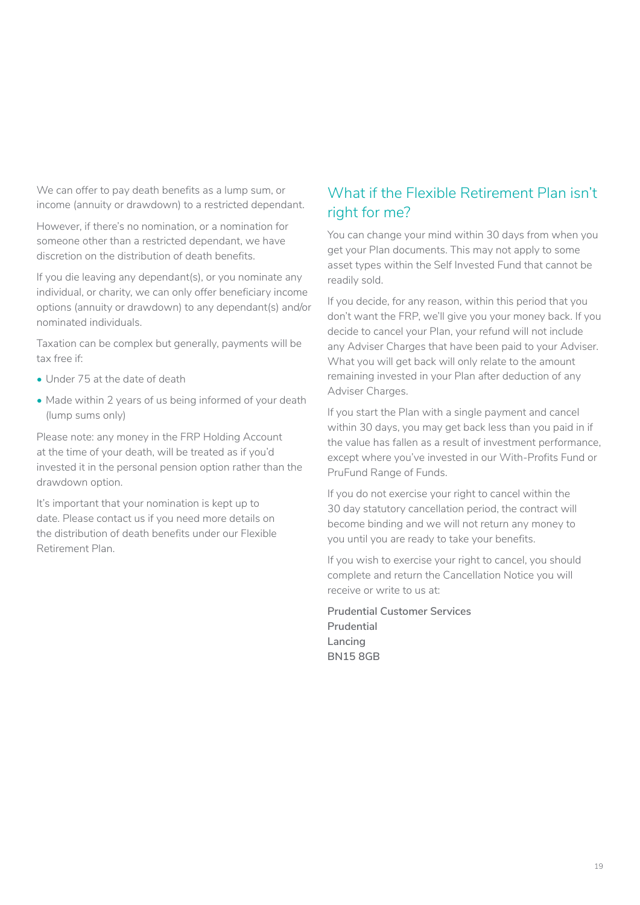We can offer to pay death benefits as a lump sum, or income (annuity or drawdown) to a restricted dependant.

However, if there's no nomination, or a nomination for someone other than a restricted dependant, we have discretion on the distribution of death benefits.

If you die leaving any dependant(s), or you nominate any individual, or charity, we can only offer beneficiary income options (annuity or drawdown) to any dependant(s) and/or nominated individuals.

Taxation can be complex but generally, payments will be tax free if:

- Under 75 at the date of death
- Made within 2 years of us being informed of your death (lump sums only)

Please note: any money in the FRP Holding Account at the time of your death, will be treated as if you'd invested it in the personal pension option rather than the drawdown option.

It's important that your nomination is kept up to date. Please contact us if you need more details on the distribution of death benefits under our Flexible Retirement Plan.

## What if the Flexible Retirement Plan isn't right for me?

You can change your mind within 30 days from when you get your Plan documents. This may not apply to some asset types within the Self Invested Fund that cannot be readily sold.

If you decide, for any reason, within this period that you don't want the FRP, we'll give you your money back. If you decide to cancel your Plan, your refund will not include any Adviser Charges that have been paid to your Adviser. What you will get back will only relate to the amount remaining invested in your Plan after deduction of any Adviser Charges.

If you start the Plan with a single payment and cancel within 30 days, you may get back less than you paid in if the value has fallen as a result of investment performance, except where you've invested in our With-Profits Fund or PruFund Range of Funds.

If you do not exercise your right to cancel within the 30 day statutory cancellation period, the contract will become binding and we will not return any money to you until you are ready to take your benefits.

If you wish to exercise your right to cancel, you should complete and return the Cancellation Notice you will receive or write to us at:

**Prudential Customer Services**
**Prudential**
**Lancing**
**BN15 8GB**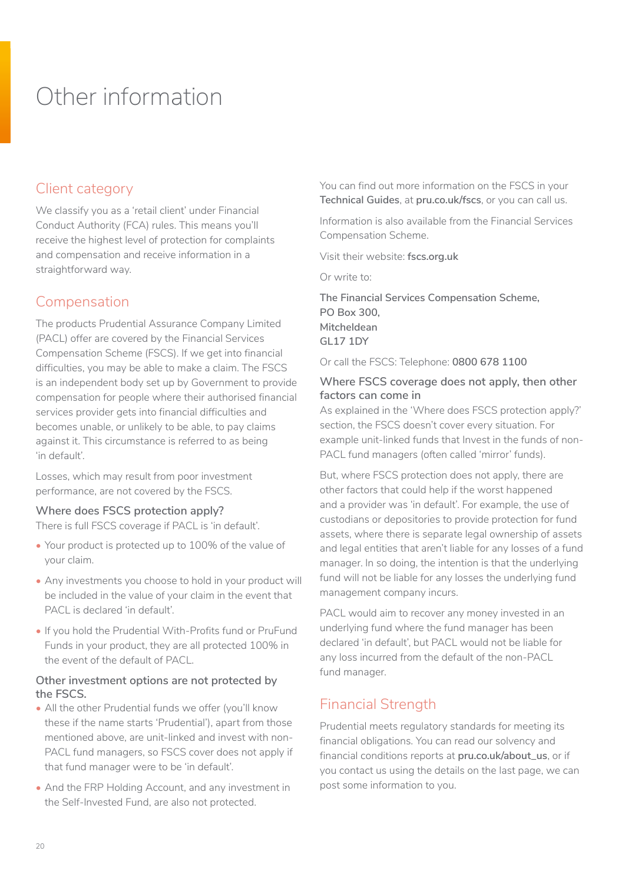# Other information

## Client category

We classify you as a 'retail client' under Financial Conduct Authority (FCA) rules. This means you'll receive the highest level of protection for complaints and compensation and receive information in a straightforward way.

## Compensation

The products Prudential Assurance Company Limited (PACL) offer are covered by the Financial Services Compensation Scheme (FSCS). If we get into financial difficulties, you may be able to make a claim. The FSCS is an independent body set up by Government to provide compensation for people where their authorised financial services provider gets into financial difficulties and becomes unable, or unlikely to be able, to pay claims against it. This circumstance is referred to as being 'in default'.

Losses, which may result from poor investment performance, are not covered by the FSCS.

### Where does FSCS protection apply?

There is full FSCS coverage if PACL is 'in default'.

- Your product is protected up to 100% of the value of your claim.
- Any investments you choose to hold in your product will be included in the value of your claim in the event that PACL is declared 'in default'.
- If you hold the Prudential With-Profits fund or PruFund Funds in your product, they are all protected 100% in the event of the default of PACL.

### Other investment options are not protected by the FSCS.

- All the other Prudential funds we offer (you'll know these if the name starts 'Prudential'), apart from those mentioned above, are unit-linked and invest with non-PACL fund managers, so FSCS cover does not apply if that fund manager were to be 'in default'.
- And the FRP Holding Account, and any investment in the Self-Invested Fund, are also not protected.

You can find out more information on the FSCS in your **Technical Guides**, at **pru.co.uk/fscs**, or you can call us.

Information is also available from the Financial Services Compensation Scheme.

Visit their website: **fscs.org.uk**

Or write to:

The Financial Services Compensation Scheme,
PO Box 300,
Mitcheldean
GL17 1DY

Or call the FSCS: Telephone: **0800 678 1100**

### Where FSCS coverage does not apply, then other factors can come in

As explained in the 'Where does FSCS protection apply?' section, the FSCS doesn't cover every situation. For example unit-linked funds that Invest in the funds of non-PACL fund managers (often called 'mirror' funds).

But, where FSCS protection does not apply, there are other factors that could help if the worst happened and a provider was 'in default'. For example, the use of custodians or depositories to provide protection for fund assets, where there is separate legal ownership of assets and legal entities that aren't liable for any losses of a fund manager. In so doing, the intention is that the underlying fund will not be liable for any losses the underlying fund management company incurs.

PACL would aim to recover any money invested in an underlying fund where the fund manager has been declared 'in default', but PACL would not be liable for any loss incurred from the default of the non-PACL fund manager.

## Financial Strength

Prudential meets regulatory standards for meeting its financial obligations. You can read our solvency and financial conditions reports at **pru.co.uk/about_us**, or if you contact us using the details on the last page, we can post some information to you.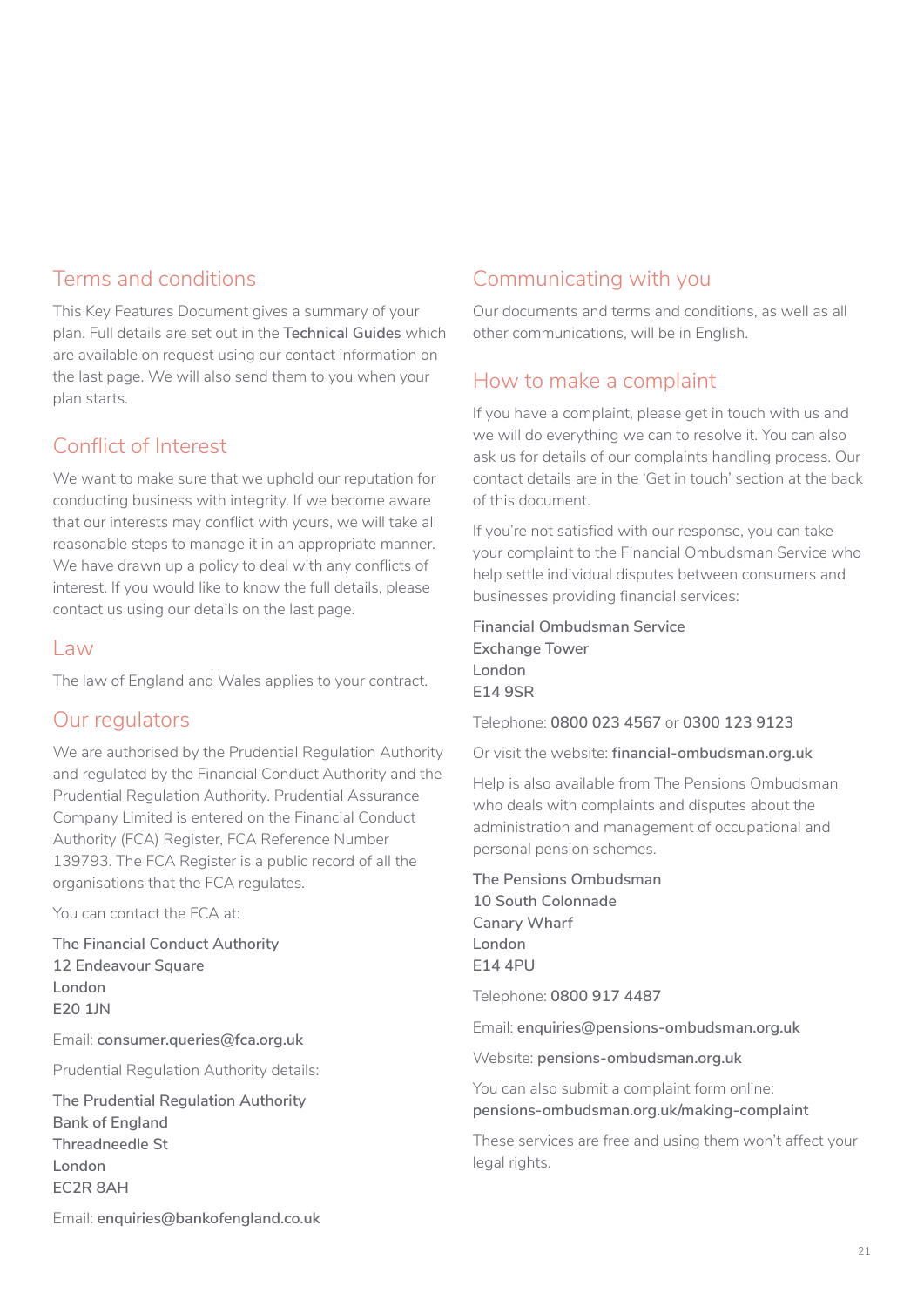## Terms and conditions

This Key Features Document gives a summary of your plan. Full details are set out in the **Technical Guides** which are available on request using our contact information on the last page. We will also send them to you when your plan starts.

## Conflict of Interest

We want to make sure that we uphold our reputation for conducting business with integrity. If we become aware that our interests may conflict with yours, we will take all reasonable steps to manage it in an appropriate manner. We have drawn up a policy to deal with any conflicts of interest. If you would like to know the full details, please contact us using our details on the last page.

## Law

The law of England and Wales applies to your contract.

## Our regulators

We are authorised by the Prudential Regulation Authority and regulated by the Financial Conduct Authority and the Prudential Regulation Authority. Prudential Assurance Company Limited is entered on the Financial Conduct Authority (FCA) Register, FCA Reference Number 139793. The FCA Register is a public record of all the organisations that the FCA regulates.

You can contact the FCA at:

**The Financial Conduct Authority**
**12 Endeavour Square**
**London**
**E20 1JN**

Email: **consumer.queries@fca.org.uk**

Prudential Regulation Authority details:

**The Prudential Regulation Authority**
**Bank of England**
**Threadneedle St**
**London**
**EC2R 8AH**

Email: **enquiries@bankofengland.co.uk**

## Communicating with you

Our documents and terms and conditions, as well as all other communications, will be in English.

## How to make a complaint

If you have a complaint, please get in touch with us and we will do everything we can to resolve it. You can also ask us for details of our complaints handling process. Our contact details are in the 'Get in touch' section at the back of this document.

If you're not satisfied with our response, you can take your complaint to the Financial Ombudsman Service who help settle individual disputes between consumers and businesses providing financial services:

**Financial Ombudsman Service**
**Exchange Tower**
**London**
**E14 9SR**

Telephone: **0800 023 4567** or **0300 123 9123**

Or visit the website: **financial-ombudsman.org.uk**

Help is also available from The Pensions Ombudsman who deals with complaints and disputes about the administration and management of occupational and personal pension schemes.

**The Pensions Ombudsman**
**10 South Colonnade**
**Canary Wharf**
**London**
**E14 4PU**

Telephone: **0800 917 4487**

Email: **enquiries@pensions-ombudsman.org.uk**

Website: **pensions-ombudsman.org.uk**

You can also submit a complaint form online:
**pensions-ombudsman.org.uk/making-complaint**

These services are free and using them won't affect your legal rights.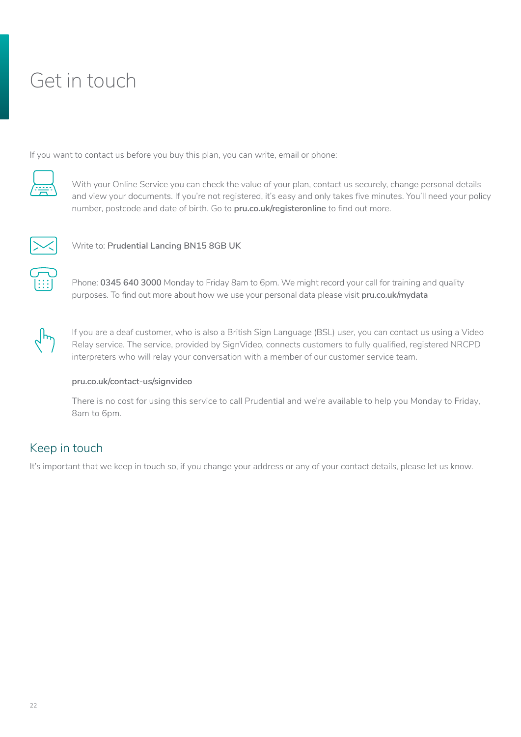# Get in touch

If you want to contact us before you buy this plan, you can write, email or phone:

With your Online Service you can check the value of your plan, contact us securely, change personal details and view your documents. If you're not registered, it's easy and only takes five minutes. You'll need your policy number, postcode and date of birth. Go to **pru.co.uk/registeronline** to find out more.

Write to: **Prudential Lancing BN15 8GB UK**

Phone: **0345 640 3000** Monday to Friday 8am to 6pm. We might record your call for training and quality purposes. To find out more about how we use your personal data please visit **pru.co.uk/mydata**

If you are a deaf customer, who is also a British Sign Language (BSL) user, you can contact us using a Video Relay service. The service, provided by SignVideo, connects customers to fully qualified, registered NRCPD interpreters who will relay your conversation with a member of our customer service team.

**pru.co.uk/contact-us/signvideo**

There is no cost for using this service to call Prudential and we're available to help you Monday to Friday, 8am to 6pm.

## Keep in touch

It's important that we keep in touch so, if you change your address or any of your contact details, please let us know.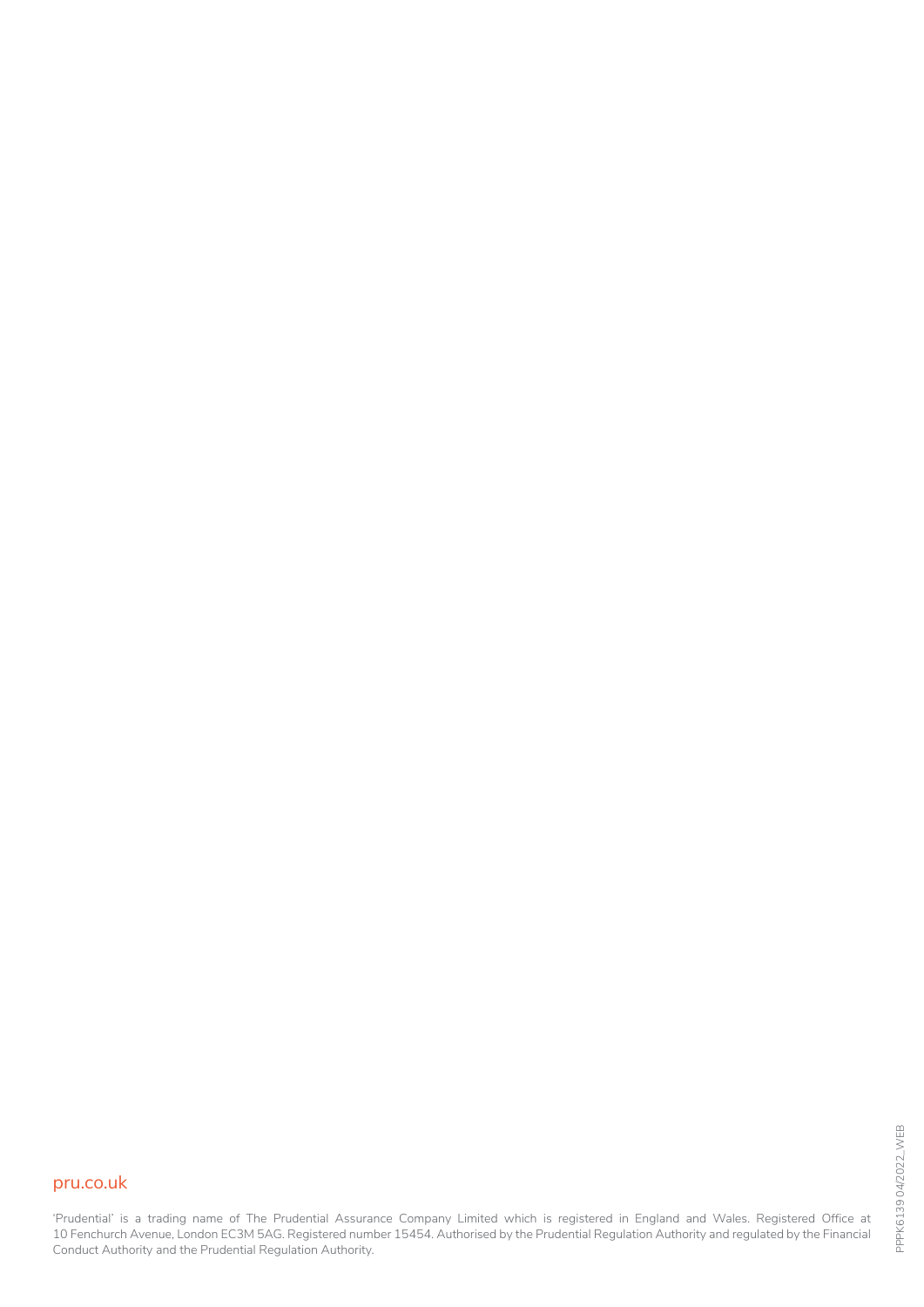pru.co.uk

'Prudential' is a trading name of The Prudential Assurance Company Limited which is registered in England and Wales. Registered Office at 10 Fenchurch Avenue, London EC3M 5AG. Registered number 15454. Authorised by the Prudential Regulation Authority and regulated by the Financial Conduct Authority and the Prudential Regulation Authority.

PPPK6139 04/2022_WEB